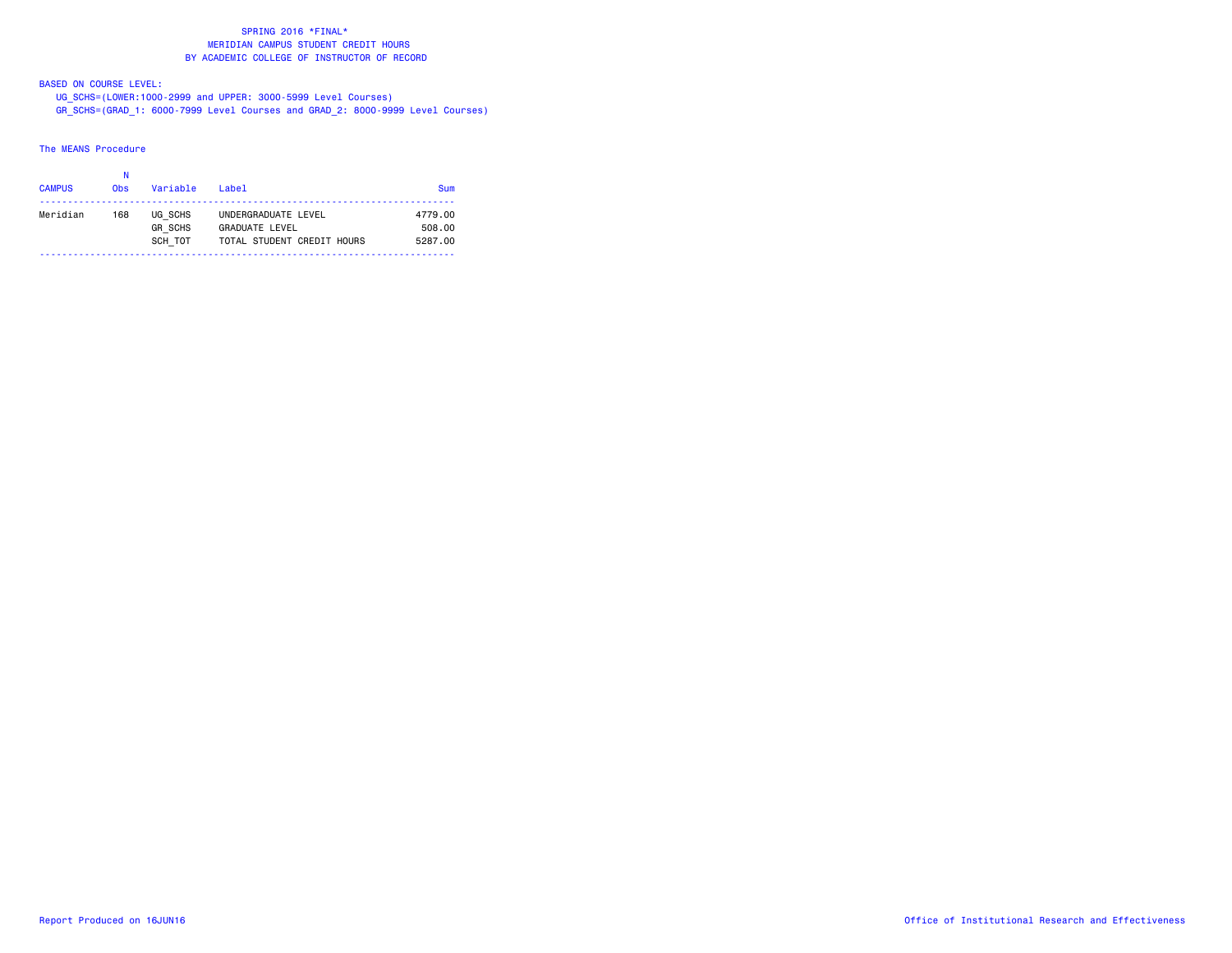# SPRING 2016 *FINAL*
## MERIDIAN CAMPUS STUDENT CREDIT HOURS
## BY ACADEMIC COLLEGE OF INSTRUCTOR OF RECORD

BASED ON COURSE LEVEL:

UG_SCHS=(LOWER:1000-2999 and UPPER: 3000-5999 Level Courses)

GR_SCHS=(GRAD_1: 6000-7999 Level Courses and GRAD_2: 8000-9999 Level Courses)

The MEANS Procedure

| CAMPUS | N Obs | Variable | Label | Sum |
|---|---|---|---|---|
| Meridian | 168 | UG_SCHS | UNDERGRADUATE LEVEL | 4779.00 |
| | | GR_SCHS | GRADUATE LEVEL | 508.00 |
| | | SCH_TOT | TOTAL STUDENT CREDIT HOURS | 5287.00 |

Report Produced on 16JUN16

Office of Institutional Research and Effectiveness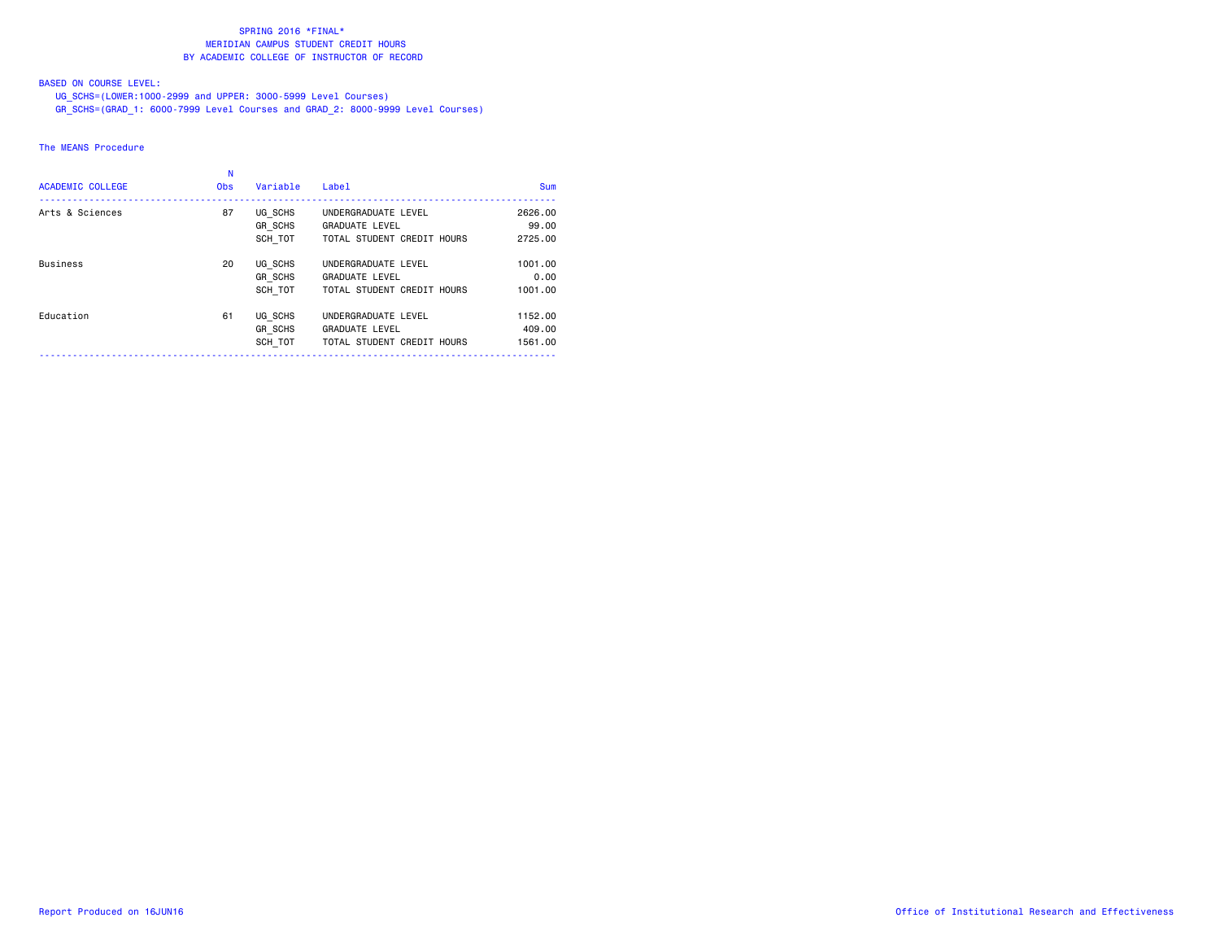# SPRING 2016 *FINAL*
## MERIDIAN CAMPUS STUDENT CREDIT HOURS
## BY ACADEMIC COLLEGE OF INSTRUCTOR OF RECORD

BASED ON COURSE LEVEL:

UG_SCHS=(LOWER:1000-2999 and UPPER: 3000-5999 Level Courses)

GR_SCHS=(GRAD_1: 6000-7999 Level Courses and GRAD_2: 8000-9999 Level Courses)

The MEANS Procedure

| ACADEMIC COLLEGE | N Obs | Variable | Label | Sum |
|---|---|---|---|---|
| Arts & Sciences | 87 | UG_SCHS | UNDERGRADUATE LEVEL | 2626.00 |
| | | GR_SCHS | GRADUATE LEVEL | 99.00 |
| | | SCH_TOT | TOTAL STUDENT CREDIT HOURS | 2725.00 |
| Business | 20 | UG_SCHS | UNDERGRADUATE LEVEL | 1001.00 |
| | | GR_SCHS | GRADUATE LEVEL | 0.00 |
| | | SCH_TOT | TOTAL STUDENT CREDIT HOURS | 1001.00 |
| Education | 61 | UG_SCHS | UNDERGRADUATE LEVEL | 1152.00 |
| | | GR_SCHS | GRADUATE LEVEL | 409.00 |
| | | SCH_TOT | TOTAL STUDENT CREDIT HOURS | 1561.00 |

Report Produced on 16JUN16

Office of Institutional Research and Effectiveness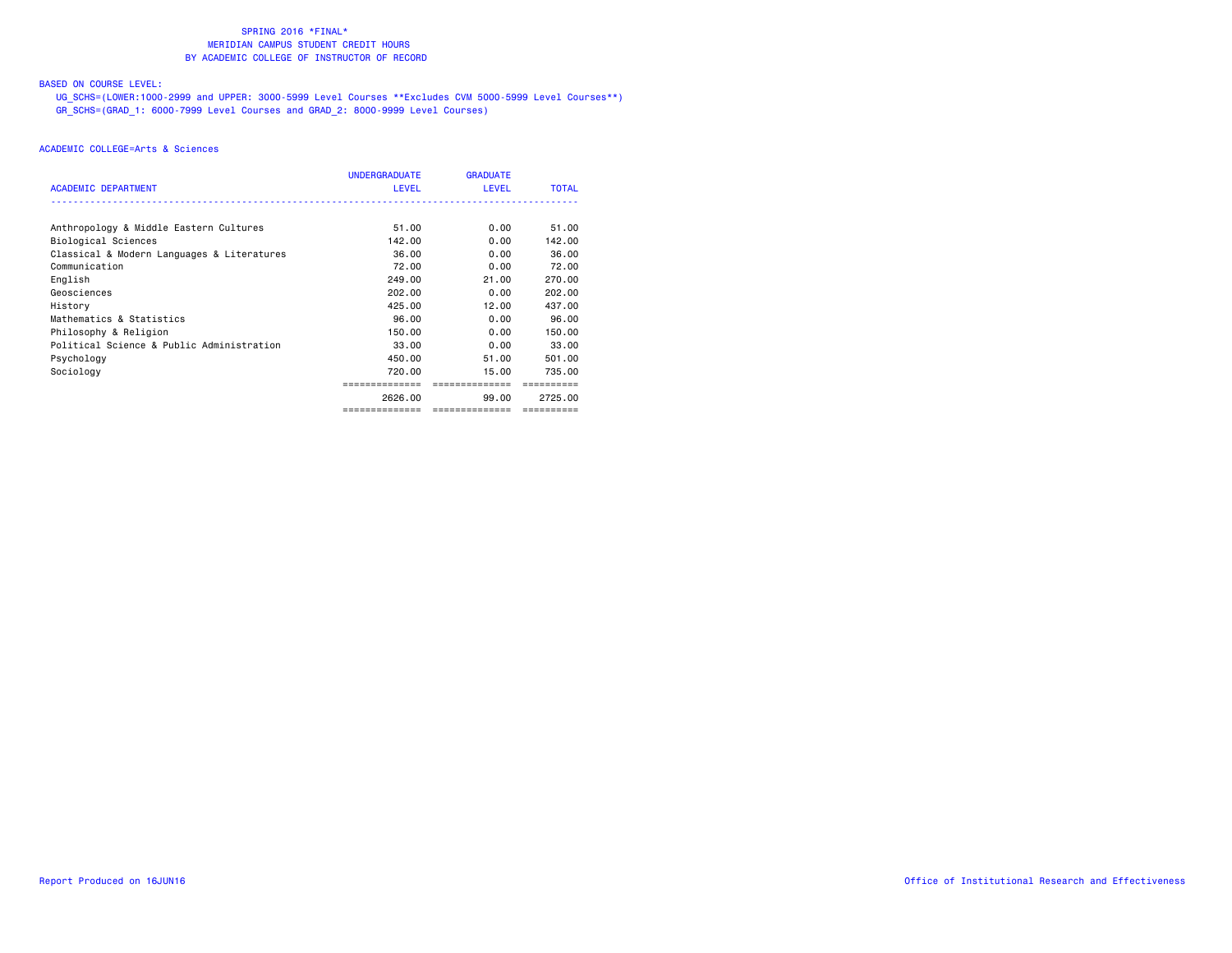# SPRING 2016 *FINAL*
## MERIDIAN CAMPUS STUDENT CREDIT HOURS
## BY ACADEMIC COLLEGE OF INSTRUCTOR OF RECORD

BASED ON COURSE LEVEL:

UG_SCHS=(LOWER:1000-2999 and UPPER: 3000-5999 Level Courses **Excludes CVM 5000-5999 Level Courses**)
GR_SCHS=(GRAD_1: 6000-7999 Level Courses and GRAD_2: 8000-9999 Level Courses)

ACADEMIC COLLEGE=Arts & Sciences

| ACADEMIC DEPARTMENT | UNDERGRADUATE LEVEL | GRADUATE LEVEL | TOTAL |
|---|---|---|---|
| Anthropology & Middle Eastern Cultures | 51.00 | 0.00 | 51.00 |
| Biological Sciences | 142.00 | 0.00 | 142.00 |
| Classical & Modern Languages & Literatures | 36.00 | 0.00 | 36.00 |
| Communication | 72.00 | 0.00 | 72.00 |
| English | 249.00 | 21.00 | 270.00 |
| Geosciences | 202.00 | 0.00 | 202.00 |
| History | 425.00 | 12.00 | 437.00 |
| Mathematics & Statistics | 96.00 | 0.00 | 96.00 |
| Philosophy & Religion | 150.00 | 0.00 | 150.00 |
| Political Science & Public Administration | 33.00 | 0.00 | 33.00 |
| Psychology | 450.00 | 51.00 | 501.00 |
| Sociology | 720.00 | 15.00 | 735.00 |
| | 2626.00 | 99.00 | 2725.00 |

Report Produced on 16JUN16

Office of Institutional Research and Effectiveness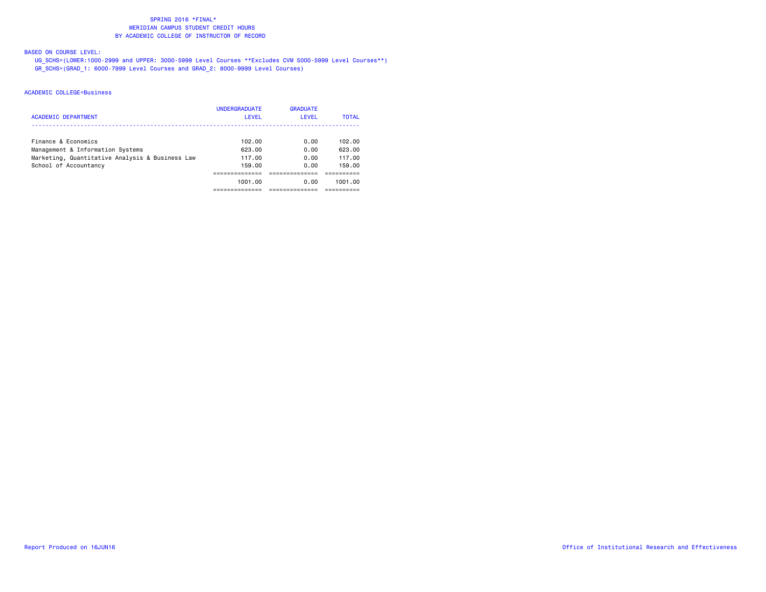# SPRING 2016 *FINAL*
## MERIDIAN CAMPUS STUDENT CREDIT HOURS
## BY ACADEMIC COLLEGE OF INSTRUCTOR OF RECORD

BASED ON COURSE LEVEL:

UG_SCHS=(LOWER:1000-2999 and UPPER: 3000-5999 Level Courses **Excludes CVM 5000-5999 Level Courses**)
GR_SCHS=(GRAD_1: 6000-7999 Level Courses and GRAD_2: 8000-9999 Level Courses)

ACADEMIC COLLEGE=Business

| ACADEMIC DEPARTMENT | UNDERGRADUATE LEVEL | GRADUATE LEVEL | TOTAL |
|---|---|---|---|
| Finance & Economics | 102.00 | 0.00 | 102.00 |
| Management & Information Systems | 623.00 | 0.00 | 623.00 |
| Marketing, Quantitative Analysis & Business Law | 117.00 | 0.00 | 117.00 |
| School of Accountancy | 159.00 | 0.00 | 159.00 |
| | 1001.00 | 0.00 | 1001.00 |

Report Produced on 16JUN16

Office of Institutional Research and Effectiveness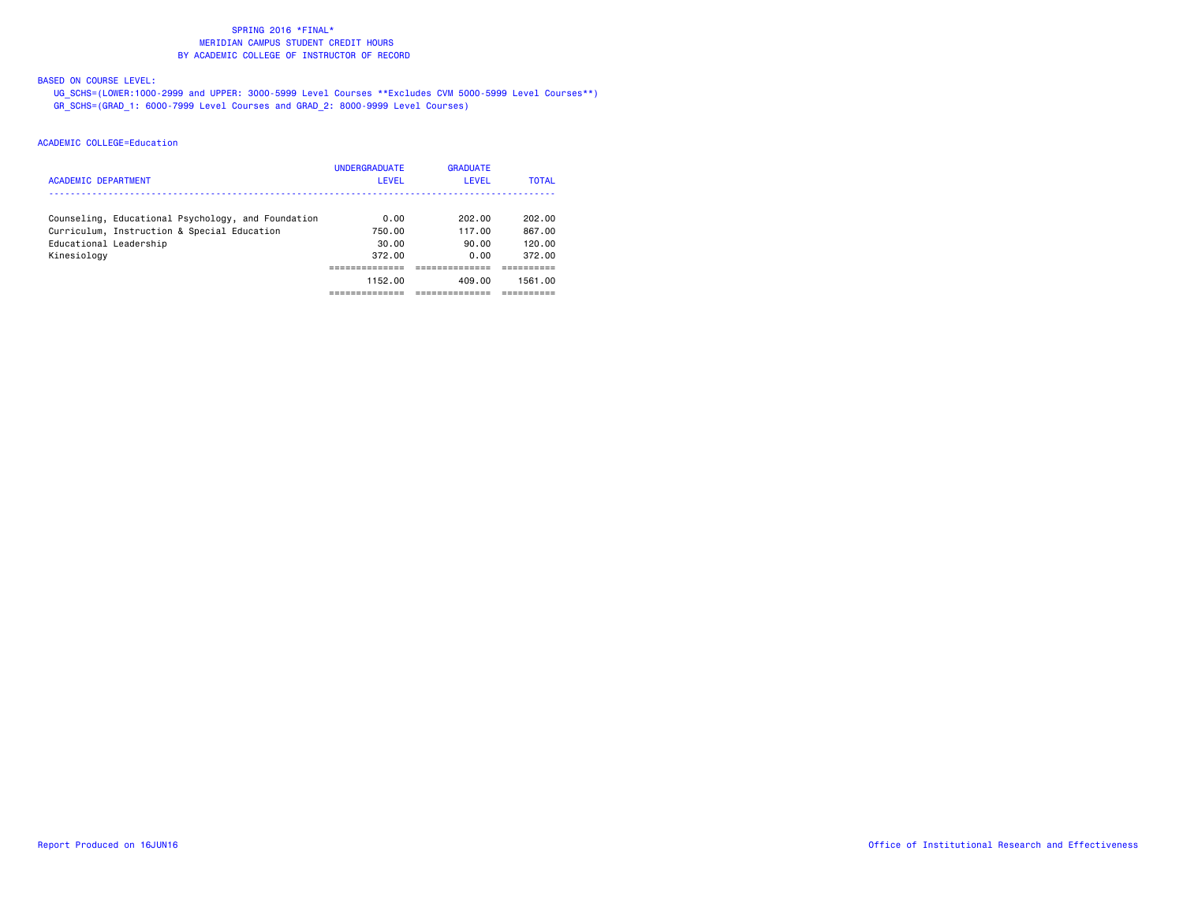# SPRING 2016 *FINAL*
## MERIDIAN CAMPUS STUDENT CREDIT HOURS
## BY ACADEMIC COLLEGE OF INSTRUCTOR OF RECORD

BASED ON COURSE LEVEL:
- UG_SCHS=(LOWER:1000-2999 and UPPER: 3000-5999 Level Courses **Excludes CVM 5000-5999 Level Courses**)
- GR_SCHS=(GRAD_1: 6000-7999 Level Courses and GRAD_2: 8000-9999 Level Courses)

ACADEMIC COLLEGE=Education

| ACADEMIC DEPARTMENT | UNDERGRADUATE LEVEL | GRADUATE LEVEL | TOTAL |
|---|---|---|---|
| Counseling, Educational Psychology, and Foundation | 0.00 | 202.00 | 202.00 |
| Curriculum, Instruction & Special Education | 750.00 | 117.00 | 867.00 |
| Educational Leadership | 30.00 | 90.00 | 120.00 |
| Kinesiology | 372.00 | 0.00 | 372.00 |
| | 1152.00 | 409.00 | 1561.00 |

Report Produced on 16JUN16

Office of Institutional Research and Effectiveness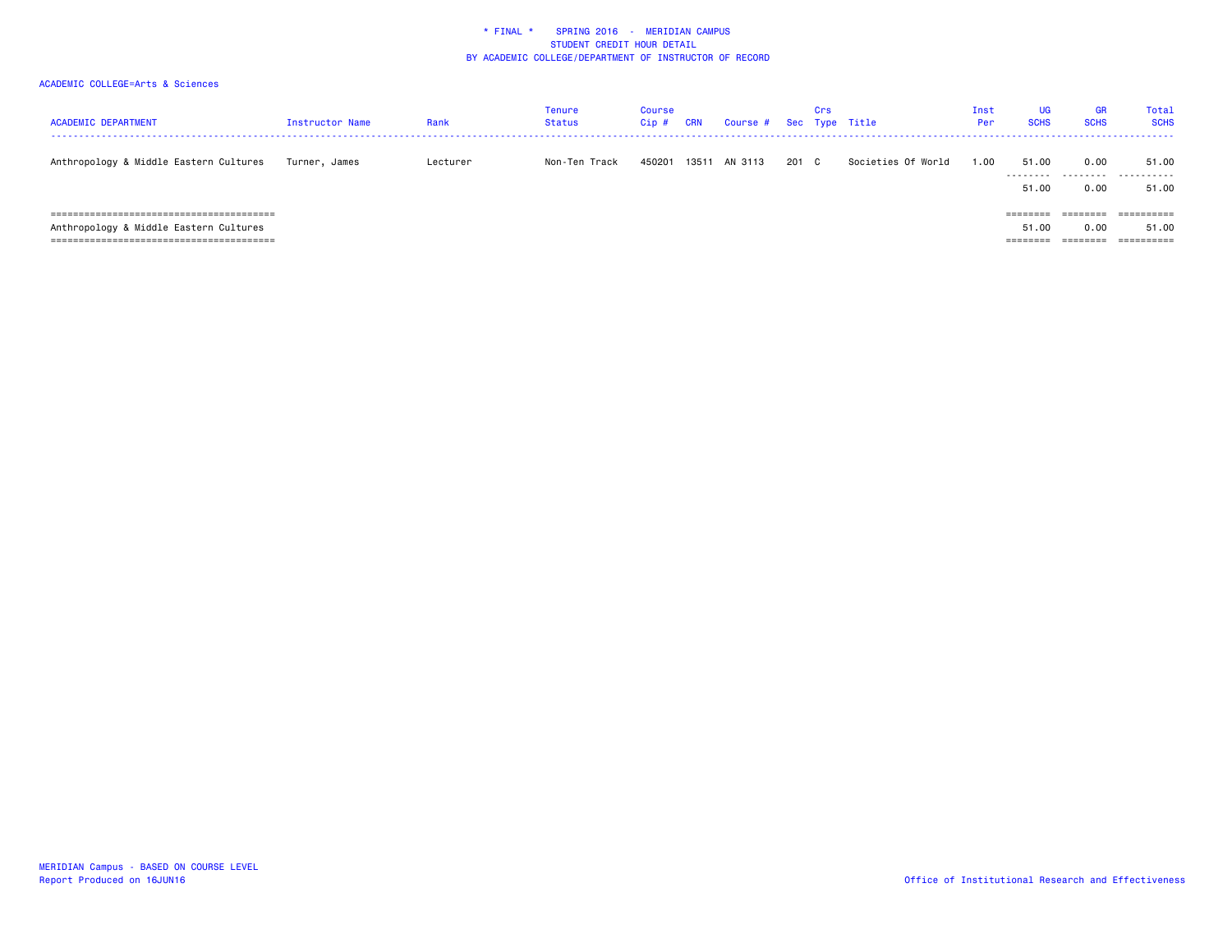\* FINAL \* SPRING 2016 - MERIDIAN CAMPUS
STUDENT CREDIT HOUR DETAIL
BY ACADEMIC COLLEGE/DEPARTMENT OF INSTRUCTOR OF RECORD

ACADEMIC COLLEGE=Arts & Sciences

| ACADEMIC DEPARTMENT | Instructor Name | Rank | Tenure Status | Course Cip # | CRN | Course # | Sec | Crs Type | Title | Inst Per | UG SCHS | GR SCHS | Total SCHS |
|---|---|---|---|---|---|---|---|---|---|---|---|---|---|
| Anthropology & Middle Eastern Cultures | Turner, James | Lecturer | Non-Ten Track | 450201 | 13511 | AN 3113 | 201 | C | Societies Of World | 1.00 | 51.00 | 0.00 | 51.00 |
| | | | | | | | | | | | 51.00 | 0.00 | 51.00 |
| Anthropology & Middle Eastern Cultures | | | | | | | | | | | 51.00 | 0.00 | 51.00 |

MERIDIAN Campus - BASED ON COURSE LEVEL
Report Produced on 16JUN16

Office of Institutional Research and Effectiveness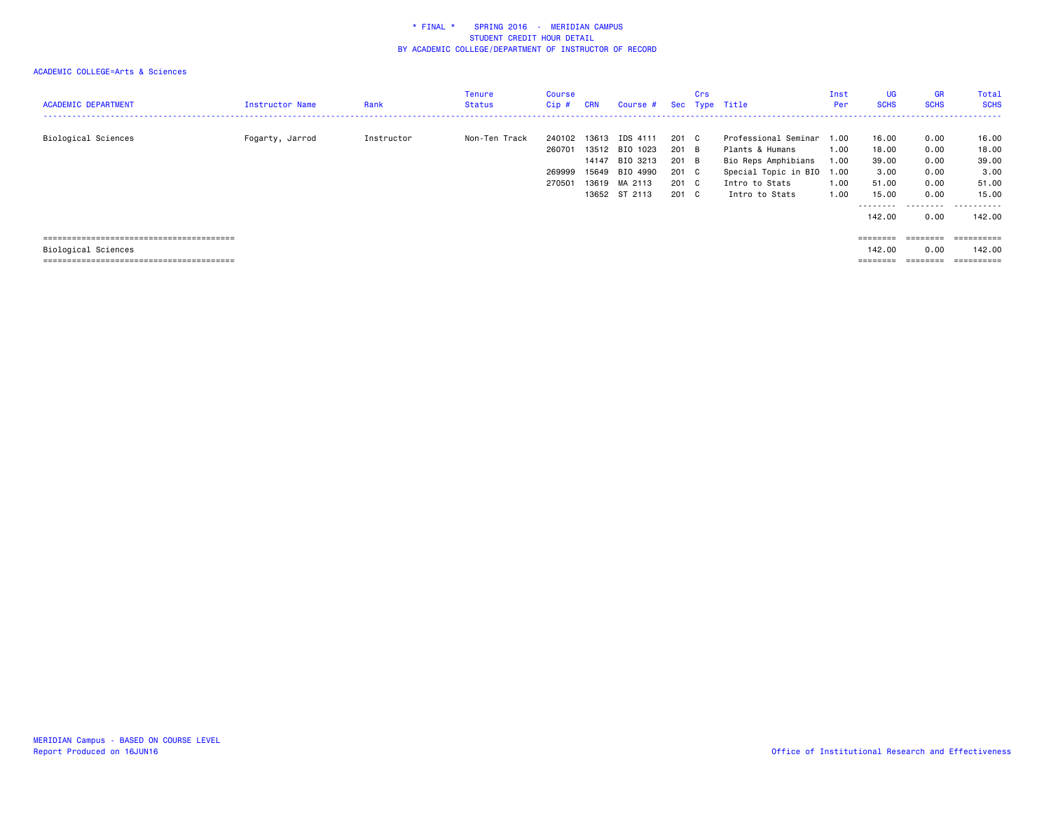# * FINAL * SPRING 2016 - MERIDIAN CAMPUS
## STUDENT CREDIT HOUR DETAIL
## BY ACADEMIC COLLEGE/DEPARTMENT OF INSTRUCTOR OF RECORD

ACADEMIC COLLEGE=Arts & Sciences

| ACADEMIC DEPARTMENT | Instructor Name | Rank | Tenure Status | Course Cip # | CRN | Course # | Sec | Crs Type | Title | Inst Per | UG SCHS | GR SCHS | Total SCHS |
|---|---|---|---|---|---|---|---|---|---|---|---|---|---|
| Biological Sciences | Fogarty, Jarrod | Instructor | Non-Ten Track | 240102 | 13613 | IDS 4111 | 201 | C | Professional Seminar | 1.00 | 16.00 | 0.00 | 16.00 |
| | | | | 260701 | 13512 | BIO 1023 | 201 | B | Plants & Humans | 1.00 | 18.00 | 0.00 | 18.00 |
| | | | | | 14147 | BIO 3213 | 201 | B | Bio Reps Amphibians | 1.00 | 39.00 | 0.00 | 39.00 |
| | | | | 269999 | 15649 | BIO 4990 | 201 | C | Special Topic in BIO | 1.00 | 3.00 | 0.00 | 3.00 |
| | | | | 270501 | 13619 | MA 2113 | 201 | C | Intro to Stats | 1.00 | 51.00 | 0.00 | 51.00 |
| | | | | | 13652 | ST 2113 | 201 | C | Intro to Stats | 1.00 | 15.00 | 0.00 | 15.00 |
| | | | | | | | | | | | 142.00 | 0.00 | 142.00 |
| Biological Sciences | | | | | | | | | | | 142.00 | 0.00 | 142.00 |

MERIDIAN Campus - BASED ON COURSE LEVEL
Report Produced on 16JUN16

Office of Institutional Research and Effectiveness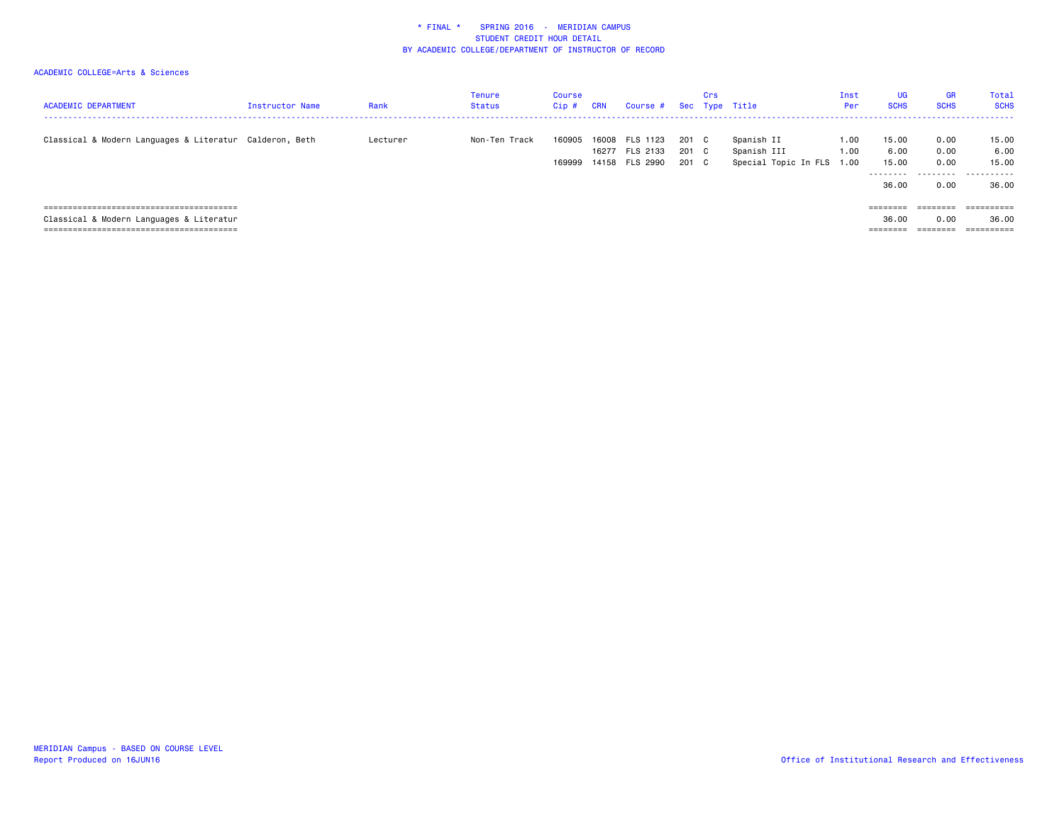\* FINAL \* SPRING 2016 - MERIDIAN CAMPUS
STUDENT CREDIT HOUR DETAIL
BY ACADEMIC COLLEGE/DEPARTMENT OF INSTRUCTOR OF RECORD

ACADEMIC COLLEGE=Arts & Sciences

| ACADEMIC DEPARTMENT | Instructor Name | Rank | Tenure Status | Course Cip # | CRN | Course # | Sec | Crs Type | Title | Inst Per | UG SCHS | GR SCHS | Total SCHS |
|---|---|---|---|---|---|---|---|---|---|---|---|---|---|
| Classical & Modern Languages & Literatur | Calderon, Beth | Lecturer | Non-Ten Track | 160905 | 16008 | FLS 1123 | 201 | C | Spanish II | 1.00 | 15.00 | 0.00 | 15.00 |
| | | | | | 16277 | FLS 2133 | 201 | C | Spanish III | 1.00 | 6.00 | 0.00 | 6.00 |
| | | | | 169999 | 14158 | FLS 2990 | 201 | C | Special Topic In FLS | 1.00 | 15.00 | 0.00 | 15.00 |
| | | | | | | | | | | | 36.00 | 0.00 | 36.00 |
| Classical & Modern Languages & Literatur | | | | | | | | | | | 36.00 | 0.00 | 36.00 |

MERIDIAN Campus - BASED ON COURSE LEVEL
Report Produced on 16JUN16

Office of Institutional Research and Effectiveness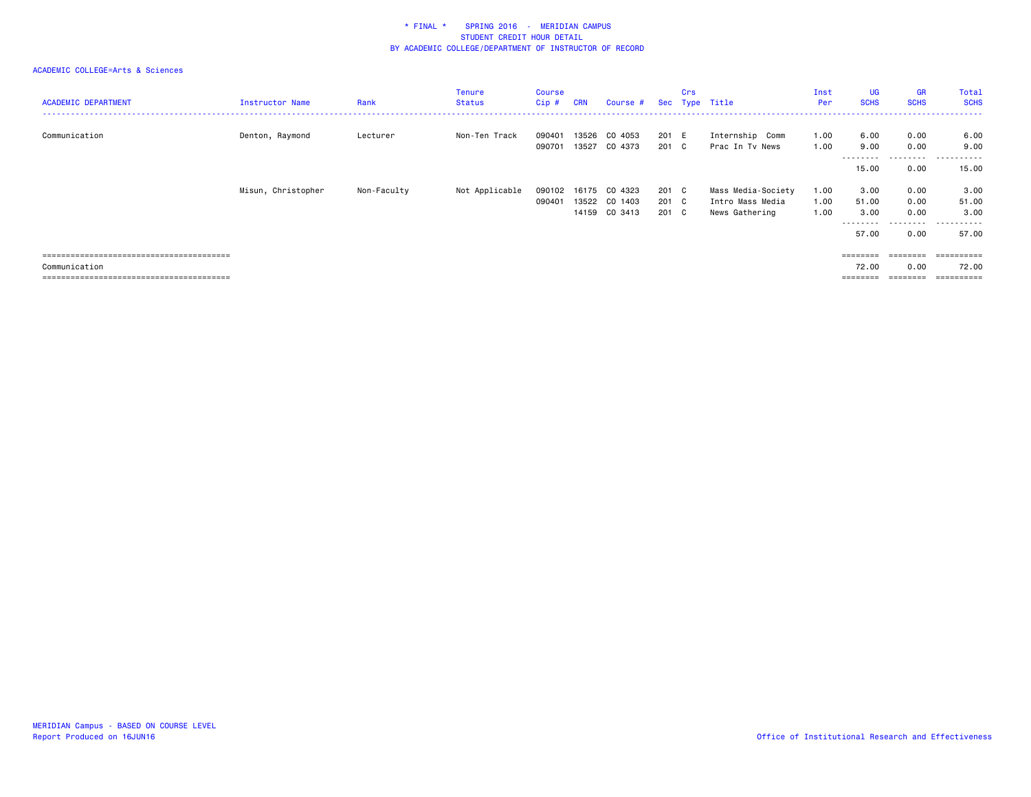\* FINAL \*    SPRING 2016 - MERIDIAN CAMPUS
STUDENT CREDIT HOUR DETAIL
BY ACADEMIC COLLEGE/DEPARTMENT OF INSTRUCTOR OF RECORD

ACADEMIC COLLEGE=Arts & Sciences

| ACADEMIC DEPARTMENT | Instructor Name | Rank | Tenure Status | Course Cip # | CRN | Course # | Sec | Crs Type | Title | Inst Per | UG SCHS | GR SCHS | Total SCHS |
|---|---|---|---|---|---|---|---|---|---|---|---|---|---|
| Communication | Denton, Raymond | Lecturer | Non-Ten Track | 090401 | 13526 | CO 4053 | 201 | E | Internship Comm | 1.00 | 6.00 | 0.00 | 6.00 |
| | | | | 090701 | 13527 | CO 4373 | 201 | C | Prac In Tv News | 1.00 | 9.00 | 0.00 | 9.00 |
| | | | | | | | | | | | 15.00 | 0.00 | 15.00 |
| | Misun, Christopher | Non-Faculty | Not Applicable | 090102 | 16175 | CO 4323 | 201 | C | Mass Media-Society | 1.00 | 3.00 | 0.00 | 3.00 |
| | | | | 090401 | 13522 | CO 1403 | 201 | C | Intro Mass Media | 1.00 | 51.00 | 0.00 | 51.00 |
| | | | | | 14159 | CO 3413 | 201 | C | News Gathering | 1.00 | 3.00 | 0.00 | 3.00 |
| | | | | | | | | | | | 57.00 | 0.00 | 57.00 |
| Communication | | | | | | | | | | | 72.00 | 0.00 | 72.00 |

MERIDIAN Campus - BASED ON COURSE LEVEL
Report Produced on 16JUN16

Office of Institutional Research and Effectiveness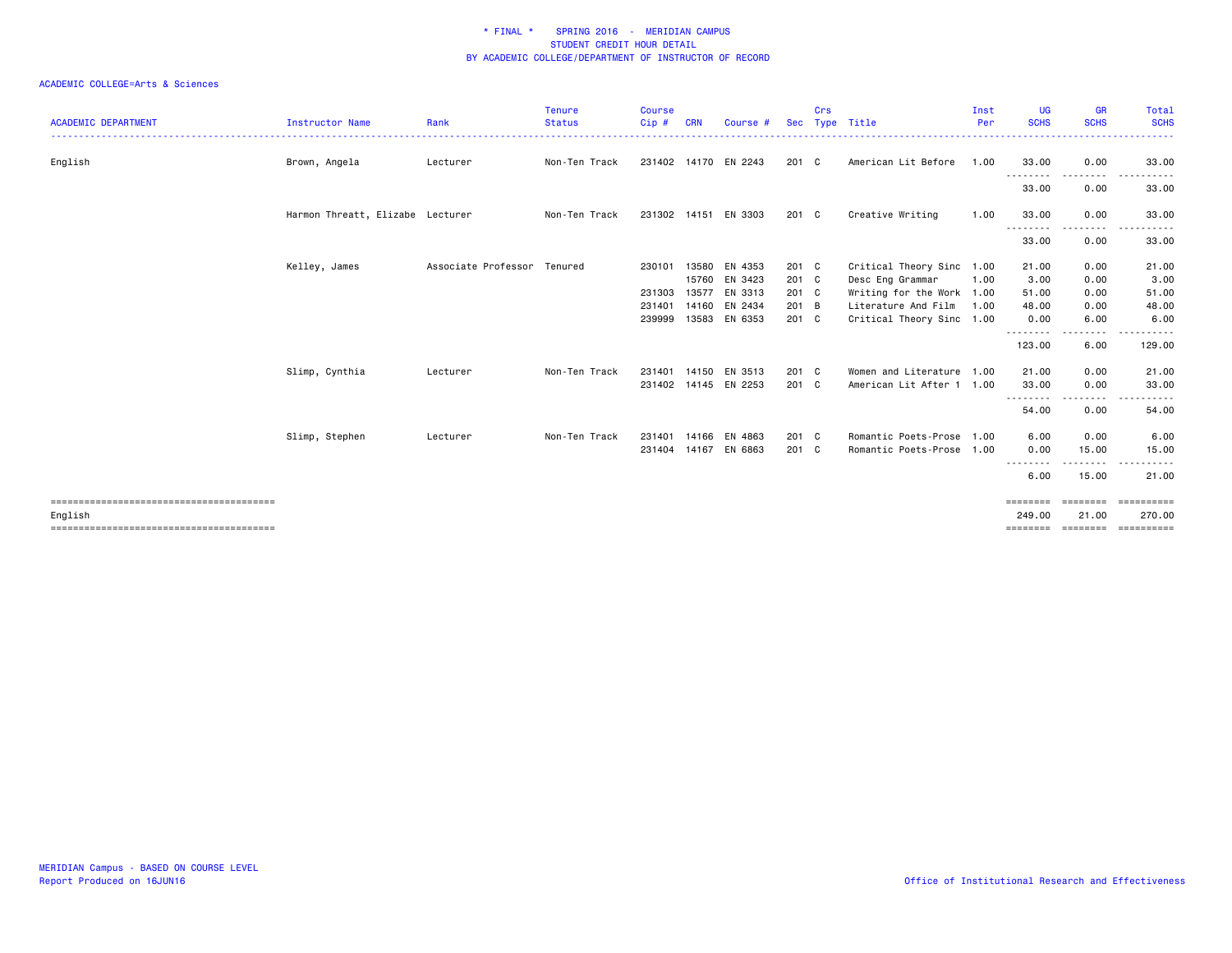\* FINAL \* SPRING 2016 - MERIDIAN CAMPUS
STUDENT CREDIT HOUR DETAIL
BY ACADEMIC COLLEGE/DEPARTMENT OF INSTRUCTOR OF RECORD

ACADEMIC COLLEGE=Arts & Sciences

| ACADEMIC DEPARTMENT | Instructor Name | Rank | Tenure Status | Course Cip # | CRN | Course # | Sec | Crs Type | Title | Inst Per | UG SCHS | GR SCHS | Total SCHS |
|---|---|---|---|---|---|---|---|---|---|---|---|---|---|
| English | Brown, Angela | Lecturer | Non-Ten Track | 231402 | 14170 | EN 2243 | 201 | C | American Lit Before | 1.00 | 33.00 | 0.00 | 33.00 |
| | | | | | | | | | | | 33.00 | 0.00 | 33.00 |
| | Harmon Threatt, Elizabe | Lecturer | Non-Ten Track | 231302 | 14151 | EN 3303 | 201 | C | Creative Writing | 1.00 | 33.00 | 0.00 | 33.00 |
| | | | | | | | | | | | 33.00 | 0.00 | 33.00 |
| | Kelley, James | Associate Professor | Tenured | 230101 | 13580 | EN 4353 | 201 | C | Critical Theory Sinc | 1.00 | 21.00 | 0.00 | 21.00 |
| | | | | | 15760 | EN 3423 | 201 | C | Desc Eng Grammar | 1.00 | 3.00 | 0.00 | 3.00 |
| | | | | 231303 | 13577 | EN 3313 | 201 | C | Writing for the Work | 1.00 | 51.00 | 0.00 | 51.00 |
| | | | | 231401 | 14160 | EN 2434 | 201 | B | Literature And Film | 1.00 | 48.00 | 0.00 | 48.00 |
| | | | | 239999 | 13583 | EN 6353 | 201 | C | Critical Theory Sinc | 1.00 | 0.00 | 6.00 | 6.00 |
| | | | | | | | | | | | 123.00 | 6.00 | 129.00 |
| | Slimp, Cynthia | Lecturer | Non-Ten Track | 231401 | 14150 | EN 3513 | 201 | C | Women and Literature | 1.00 | 21.00 | 0.00 | 21.00 |
| | | | | 231402 | 14145 | EN 2253 | 201 | C | American Lit After 1 | 1.00 | 33.00 | 0.00 | 33.00 |
| | | | | | | | | | | | 54.00 | 0.00 | 54.00 |
| | Slimp, Stephen | Lecturer | Non-Ten Track | 231401 | 14166 | EN 4863 | 201 | C | Romantic Poets-Prose | 1.00 | 6.00 | 0.00 | 6.00 |
| | | | | 231404 | 14167 | EN 6863 | 201 | C | Romantic Poets-Prose | 1.00 | 0.00 | 15.00 | 15.00 |
| | | | | | | | | | | | 6.00 | 15.00 | 21.00 |
| English | | | | | | | | | | | 249.00 | 21.00 | 270.00 |

MERIDIAN Campus - BASED ON COURSE LEVEL
Report Produced on 16JUN16

Office of Institutional Research and Effectiveness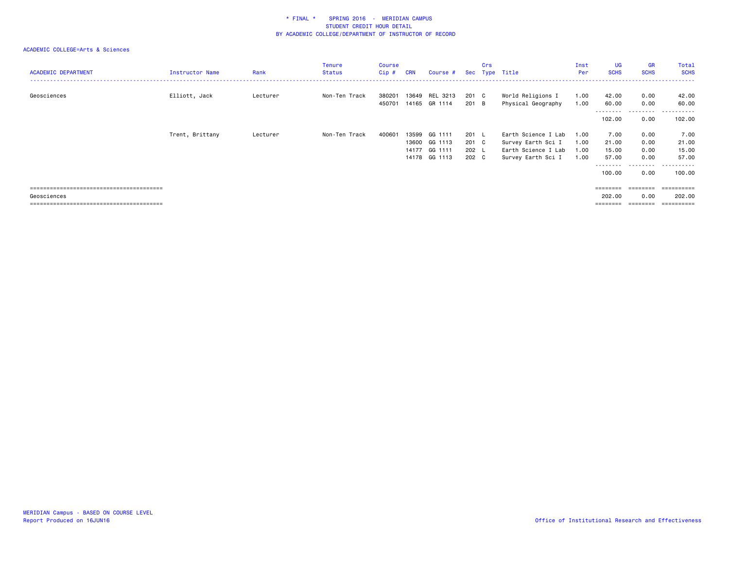* FINAL * SPRING 2016 - MERIDIAN CAMPUS
STUDENT CREDIT HOUR DETAIL
BY ACADEMIC COLLEGE/DEPARTMENT OF INSTRUCTOR OF RECORD

ACADEMIC COLLEGE=Arts & Sciences

| ACADEMIC DEPARTMENT | Instructor Name | Rank | Tenure Status | Course Cip # | CRN | Course # | Sec | Crs Type | Title | Inst Per | UG SCHS | GR SCHS | Total SCHS |
|---|---|---|---|---|---|---|---|---|---|---|---|---|---|
| Geosciences | Elliott, Jack | Lecturer | Non-Ten Track | 380201 | 13649 | REL 3213 | 201 | C | World Religions I | 1.00 | 42.00 | 0.00 | 42.00 |
| | | | | 450701 | 14165 | GR 1114 | 201 | B | Physical Geography | 1.00 | 60.00 | 0.00 | 60.00 |
| | | | | | | | | | | | 102.00 | 0.00 | 102.00 |
| | Trent, Brittany | Lecturer | Non-Ten Track | 400601 | 13599 | GG 1111 | 201 | L | Earth Science I Lab | 1.00 | 7.00 | 0.00 | 7.00 |
| | | | | | 13600 | GG 1113 | 201 | C | Survey Earth Sci I | 1.00 | 21.00 | 0.00 | 21.00 |
| | | | | | 14177 | GG 1111 | 202 | L | Earth Science I Lab | 1.00 | 15.00 | 0.00 | 15.00 |
| | | | | | 14178 | GG 1113 | 202 | C | Survey Earth Sci I | 1.00 | 57.00 | 0.00 | 57.00 |
| | | | | | | | | | | | 100.00 | 0.00 | 100.00 |
| Geosciences | | | | | | | | | | | 202.00 | 0.00 | 202.00 |

MERIDIAN Campus - BASED ON COURSE LEVEL
Report Produced on 16JUN16

Office of Institutional Research and Effectiveness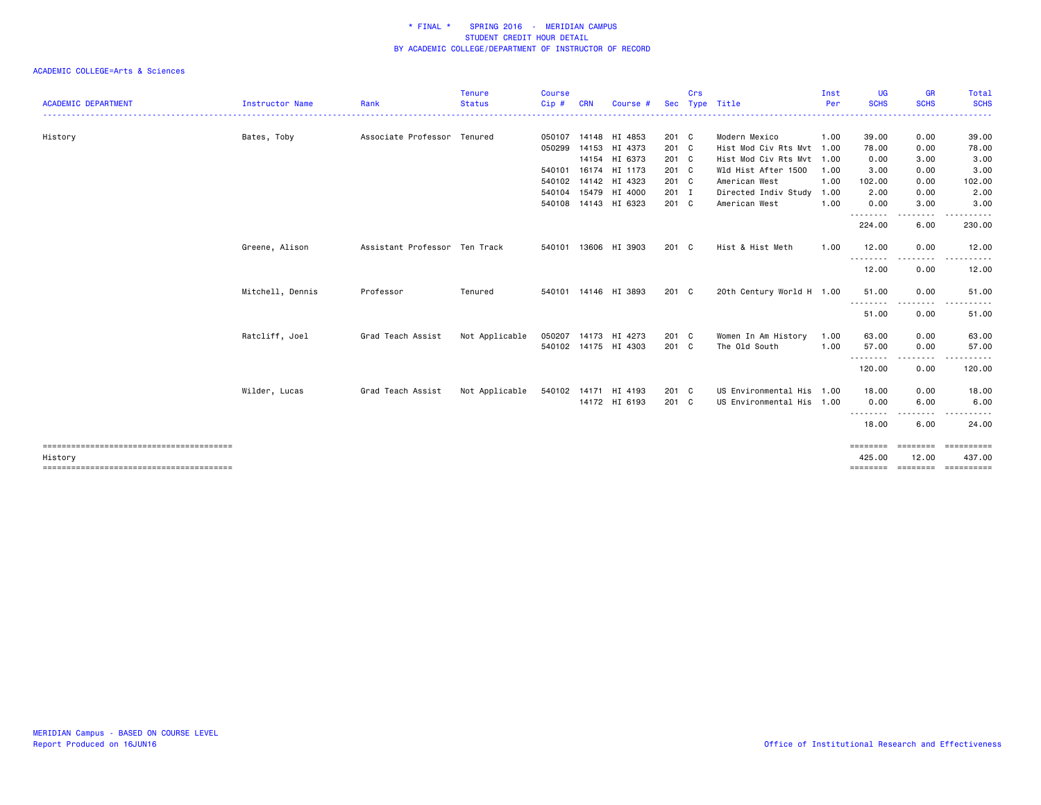\* FINAL \* SPRING 2016 - MERIDIAN CAMPUS
STUDENT CREDIT HOUR DETAIL
BY ACADEMIC COLLEGE/DEPARTMENT OF INSTRUCTOR OF RECORD

ACADEMIC COLLEGE=Arts & Sciences

| ACADEMIC DEPARTMENT | Instructor Name | Rank | Tenure Status | Course Cip # | CRN | Course # | Sec | Crs Type | Title | Inst Per | UG SCHS | GR SCHS | Total SCHS |
|---|---|---|---|---|---|---|---|---|---|---|---|---|---|
| History | Bates, Toby | Associate Professor | Tenured | 050107 | 14148 | HI 4853 | 201 | C | Modern Mexico | 1.00 | 39.00 | 0.00 | 39.00 |
| | | | | 050299 | 14153 | HI 4373 | 201 | C | Hist Mod Civ Rts Mvt | 1.00 | 78.00 | 0.00 | 78.00 |
| | | | | | 14154 | HI 6373 | 201 | C | Hist Mod Civ Rts Mvt | 1.00 | 0.00 | 3.00 | 3.00 |
| | | | | 540101 | 16174 | HI 1173 | 201 | C | Wld Hist After 1500 | 1.00 | 3.00 | 0.00 | 3.00 |
| | | | | 540102 | 14142 | HI 4323 | 201 | C | American West | 1.00 | 102.00 | 0.00 | 102.00 |
| | | | | 540104 | 15479 | HI 4000 | 201 | I | Directed Indiv Study | 1.00 | 2.00 | 0.00 | 2.00 |
| | | | | 540108 | 14143 | HI 6323 | 201 | C | American West | 1.00 | 0.00 | 3.00 | 3.00 |
| | | | | | | | | | | | 224.00 | 6.00 | 230.00 |
| | Greene, Alison | Assistant Professor | Ten Track | 540101 | 13606 | HI 3903 | 201 | C | Hist & Hist Meth | 1.00 | 12.00 | 0.00 | 12.00 |
| | | | | | | | | | | | 12.00 | 0.00 | 12.00 |
| | Mitchell, Dennis | Professor | Tenured | 540101 | 14146 | HI 3893 | 201 | C | 20th Century World H | 1.00 | 51.00 | 0.00 | 51.00 |
| | | | | | | | | | | | 51.00 | 0.00 | 51.00 |
| | Ratcliff, Joel | Grad Teach Assist | Not Applicable | 050207 | 14173 | HI 4273 | 201 | C | Women In Am History | 1.00 | 63.00 | 0.00 | 63.00 |
| | | | | 540102 | 14175 | HI 4303 | 201 | C | The Old South | 1.00 | 57.00 | 0.00 | 57.00 |
| | | | | | | | | | | | 120.00 | 0.00 | 120.00 |
| | Wilder, Lucas | Grad Teach Assist | Not Applicable | 540102 | 14171 | HI 4193 | 201 | C | US Environmental His | 1.00 | 18.00 | 0.00 | 18.00 |
| | | | | | 14172 | HI 6193 | 201 | C | US Environmental His | 1.00 | 0.00 | 6.00 | 6.00 |
| | | | | | | | | | | | 18.00 | 6.00 | 24.00 |
| History | | | | | | | | | | | 425.00 | 12.00 | 437.00 |

MERIDIAN Campus - BASED ON COURSE LEVEL
Report Produced on 16JUN16

Office of Institutional Research and Effectiveness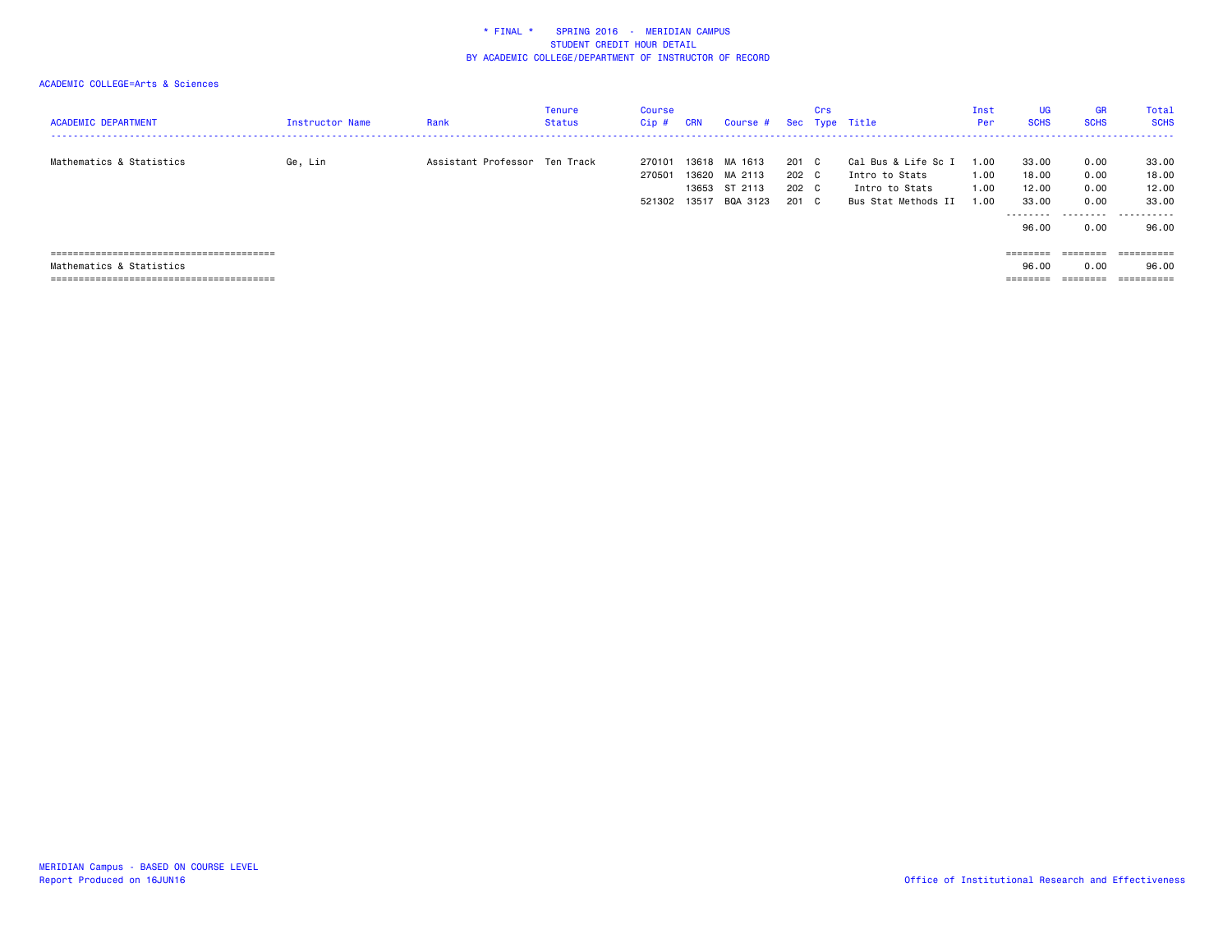\* FINAL \*    SPRING 2016  -  MERIDIAN CAMPUS
STUDENT CREDIT HOUR DETAIL
BY ACADEMIC COLLEGE/DEPARTMENT OF INSTRUCTOR OF RECORD

ACADEMIC COLLEGE=Arts & Sciences

| ACADEMIC DEPARTMENT | Instructor Name | Rank | Tenure Status | Course Cip # | CRN | Course # | Sec | Crs Type | Title | Inst Per | UG SCHS | GR SCHS | Total SCHS |
|---|---|---|---|---|---|---|---|---|---|---|---|---|---|
| Mathematics & Statistics | Ge, Lin | Assistant Professor | Ten Track | 270101 | 13618 | MA 1613 | 201 | C | Cal Bus & Life Sc I | 1.00 | 33.00 | 0.00 | 33.00 |
| | | | | 270501 | 13620 | MA 2113 | 202 | C | Intro to Stats | 1.00 | 18.00 | 0.00 | 18.00 |
| | | | | | 13653 | ST 2113 | 202 | C | Intro to Stats | 1.00 | 12.00 | 0.00 | 12.00 |
| | | | | 521302 | 13517 | BQA 3123 | 201 | C | Bus Stat Methods II | 1.00 | 33.00 | 0.00 | 33.00 |
| | | | | | | | | | | | 96.00 | 0.00 | 96.00 |
| Mathematics & Statistics | | | | | | | | | | | 96.00 | 0.00 | 96.00 |

MERIDIAN Campus - BASED ON COURSE LEVEL
Report Produced on 16JUN16

Office of Institutional Research and Effectiveness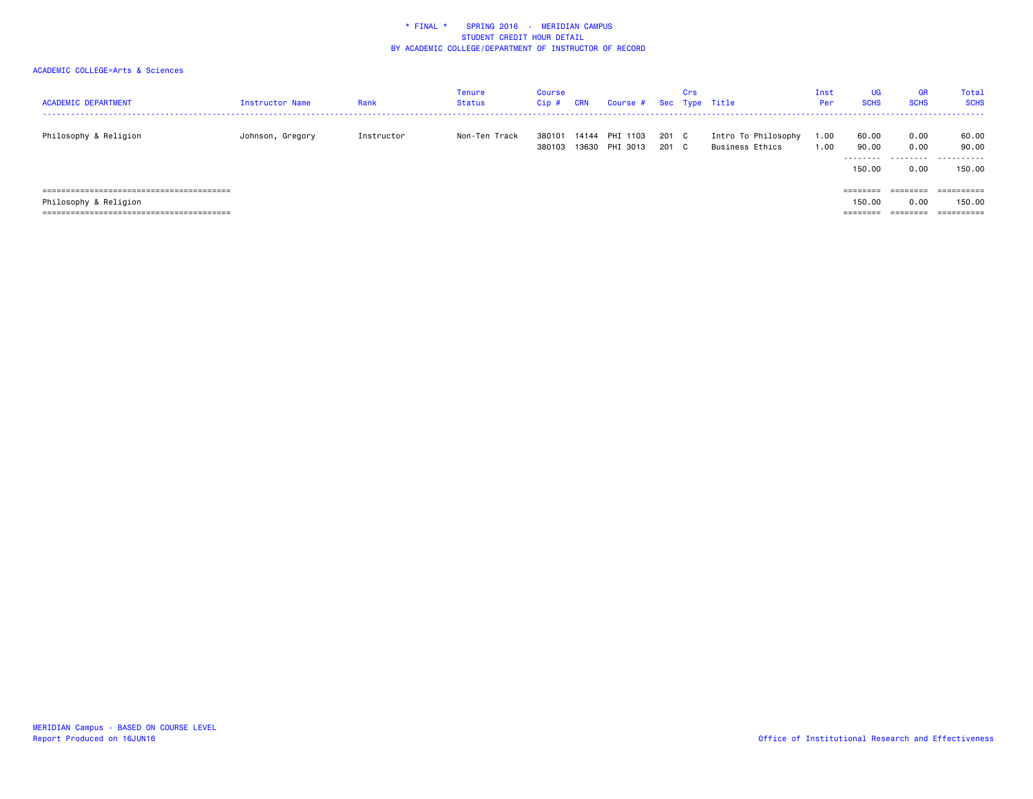\* FINAL \* SPRING 2016 - MERIDIAN CAMPUS
STUDENT CREDIT HOUR DETAIL
BY ACADEMIC COLLEGE/DEPARTMENT OF INSTRUCTOR OF RECORD

ACADEMIC COLLEGE=Arts & Sciences

| ACADEMIC DEPARTMENT | Instructor Name | Rank | Tenure Status | Course Cip # | CRN | Course # | Sec | Crs Type | Title | Inst Per | UG SCHS | GR SCHS | Total SCHS |
|---|---|---|---|---|---|---|---|---|---|---|---|---|---|
| Philosophy & Religion | Johnson, Gregory | Instructor | Non-Ten Track | 380101 | 14144 | PHI 1103 | 201 | C | Intro To Philosophy | 1.00 | 60.00 | 0.00 | 60.00 |
| | | | | 380103 | 13630 | PHI 3013 | 201 | C | Business Ethics | 1.00 | 90.00 | 0.00 | 90.00 |
| | | | | | | | | | | | 150.00 | 0.00 | 150.00 |
| Philosophy & Religion | | | | | | | | | | | 150.00 | 0.00 | 150.00 |

MERIDIAN Campus - BASED ON COURSE LEVEL
Report Produced on 16JUN16

Office of Institutional Research and Effectiveness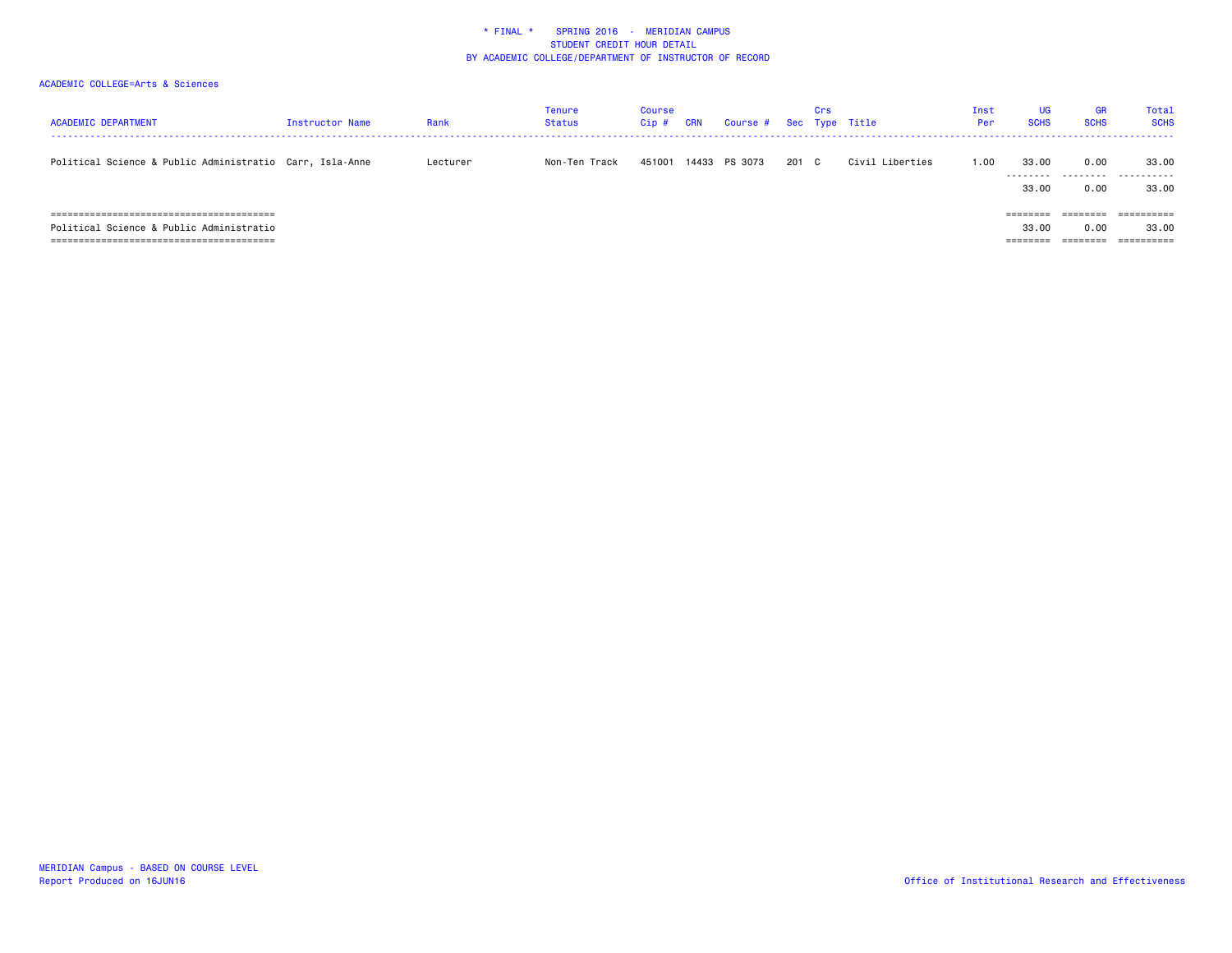\* FINAL \* SPRING 2016 - MERIDIAN CAMPUS
STUDENT CREDIT HOUR DETAIL
BY ACADEMIC COLLEGE/DEPARTMENT OF INSTRUCTOR OF RECORD

ACADEMIC COLLEGE=Arts & Sciences

| ACADEMIC DEPARTMENT | Instructor Name | Rank | Tenure Status | Course Cip # | CRN | Course # | Sec | Crs Type | Title | Inst Per | UG SCHS | GR SCHS | Total SCHS |
|---|---|---|---|---|---|---|---|---|---|---|---|---|---|
| Political Science & Public Administratio | Carr, Isla-Anne | Lecturer | Non-Ten Track | 451001 | 14433 | PS 3073 | 201 | C | Civil Liberties | 1.00 | 33.00 | 0.00 | 33.00 |
| | | | | | | | | | | | 33.00 | 0.00 | 33.00 |
| Political Science & Public Administratio | | | | | | | | | | | 33.00 | 0.00 | 33.00 |

MERIDIAN Campus - BASED ON COURSE LEVEL
Report Produced on 16JUN16

Office of Institutional Research and Effectiveness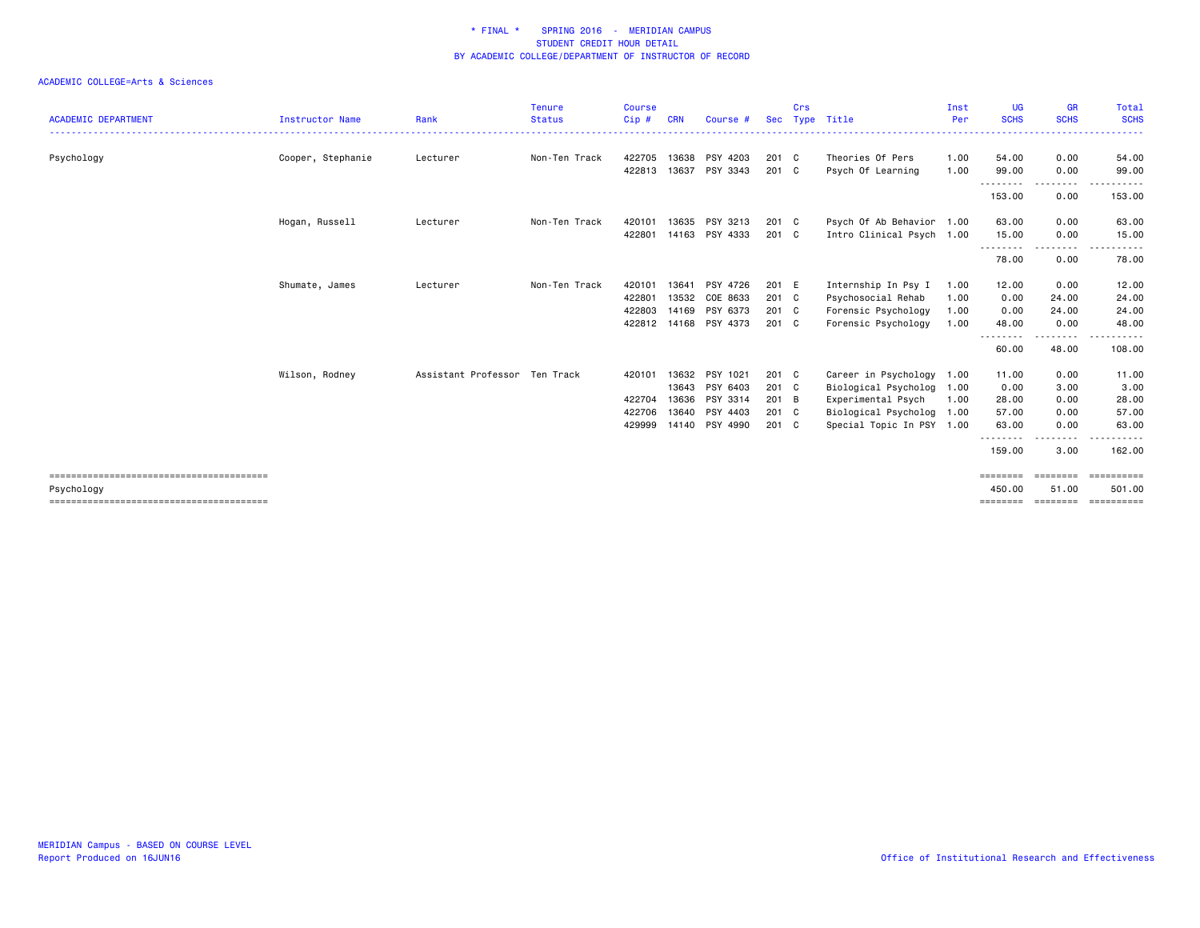# * FINAL * SPRING 2016 - MERIDIAN CAMPUS
## STUDENT CREDIT HOUR DETAIL
### BY ACADEMIC COLLEGE/DEPARTMENT OF INSTRUCTOR OF RECORD

ACADEMIC COLLEGE=Arts & Sciences

| ACADEMIC DEPARTMENT | Instructor Name | Rank | Tenure Status | Course Cip # | CRN | Course # | Sec | Crs Type | Title | Inst Per | UG SCHS | GR SCHS | Total SCHS |
|---|---|---|---|---|---|---|---|---|---|---|---|---|---|
| Psychology | Cooper, Stephanie | Lecturer | Non-Ten Track | 422705 | 13638 | PSY 4203 | 201 | C | Theories Of Pers | 1.00 | 54.00 | 0.00 | 54.00 |
| | | | | 422813 | 13637 | PSY 3343 | 201 | C | Psych Of Learning | 1.00 | 99.00 | 0.00 | 99.00 |
| | | | | | | | | | | | 153.00 | 0.00 | 153.00 |
| | Hogan, Russell | Lecturer | Non-Ten Track | 420101 | 13635 | PSY 3213 | 201 | C | Psych Of Ab Behavior | 1.00 | 63.00 | 0.00 | 63.00 |
| | | | | 422801 | 14163 | PSY 4333 | 201 | C | Intro Clinical Psych | 1.00 | 15.00 | 0.00 | 15.00 |
| | | | | | | | | | | | 78.00 | 0.00 | 78.00 |
| | Shumate, James | Lecturer | Non-Ten Track | 420101 | 13641 | PSY 4726 | 201 | E | Internship In Psy I | 1.00 | 12.00 | 0.00 | 12.00 |
| | | | | 422801 | 13532 | COE 8633 | 201 | C | Psychosocial Rehab | 1.00 | 0.00 | 24.00 | 24.00 |
| | | | | 422803 | 14169 | PSY 6373 | 201 | C | Forensic Psychology | 1.00 | 0.00 | 24.00 | 24.00 |
| | | | | 422812 | 14168 | PSY 4373 | 201 | C | Forensic Psychology | 1.00 | 48.00 | 0.00 | 48.00 |
| | | | | | | | | | | | 60.00 | 48.00 | 108.00 |
| | Wilson, Rodney | Assistant Professor | Ten Track | 420101 | 13632 | PSY 1021 | 201 | C | Career in Psychology | 1.00 | 11.00 | 0.00 | 11.00 |
| | | | | | 13643 | PSY 6403 | 201 | C | Biological Psycholog | 1.00 | 0.00 | 3.00 | 3.00 |
| | | | | 422704 | 13636 | PSY 3314 | 201 | B | Experimental Psych | 1.00 | 28.00 | 0.00 | 28.00 |
| | | | | 422706 | 13640 | PSY 4403 | 201 | C | Biological Psycholog | 1.00 | 57.00 | 0.00 | 57.00 |
| | | | | 429999 | 14140 | PSY 4990 | 201 | C | Special Topic In PSY | 1.00 | 63.00 | 0.00 | 63.00 |
| | | | | | | | | | | | 159.00 | 3.00 | 162.00 |
| Psychology | | | | | | | | | | | 450.00 | 51.00 | 501.00 |

MERIDIAN Campus - BASED ON COURSE LEVEL
Report Produced on 16JUN16

Office of Institutional Research and Effectiveness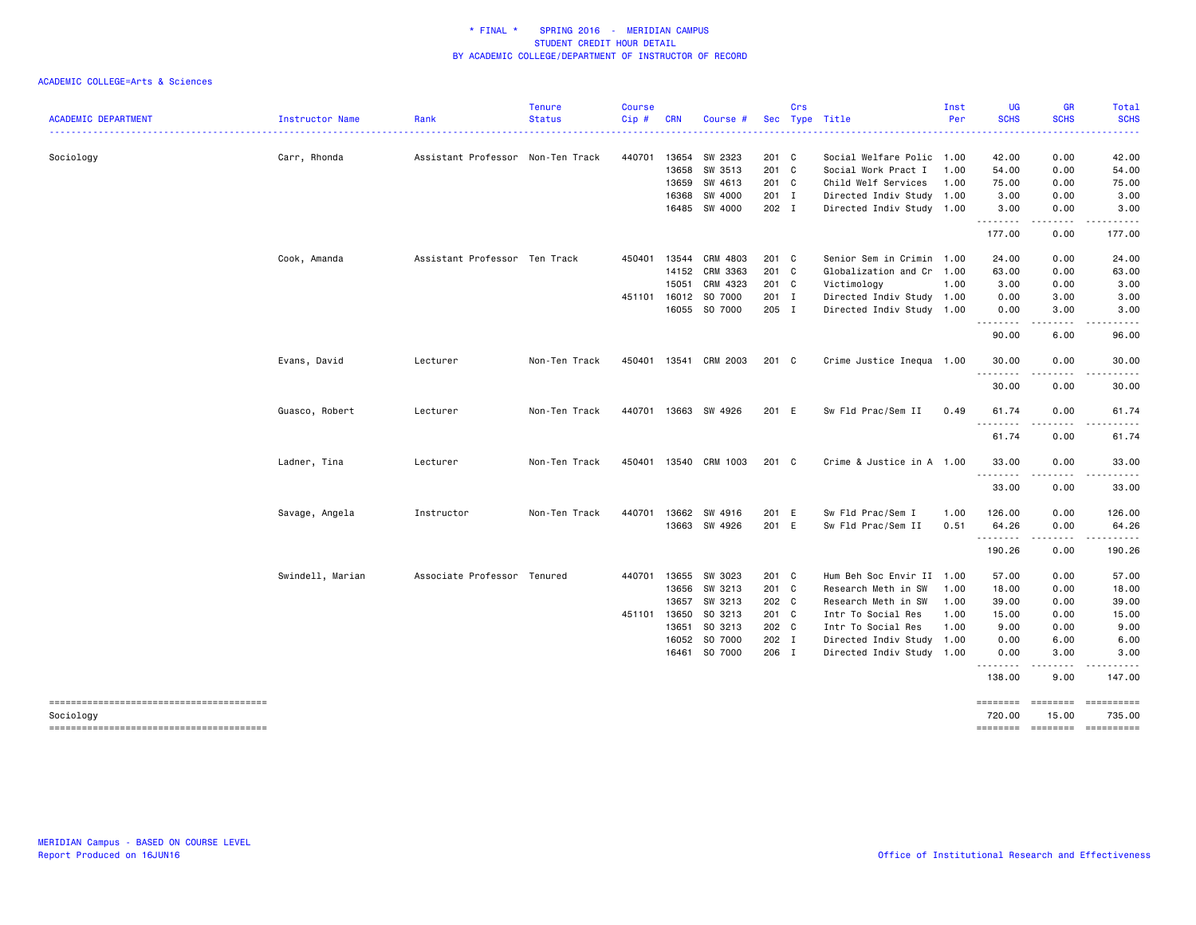# * FINAL * SPRING 2016 - MERIDIAN CAMPUS
## STUDENT CREDIT HOUR DETAIL
## BY ACADEMIC COLLEGE/DEPARTMENT OF INSTRUCTOR OF RECORD

ACADEMIC COLLEGE=Arts & Sciences

| ACADEMIC DEPARTMENT | Instructor Name | Rank | Tenure Status | Course Cip # | CRN | Course # | Sec | Crs Type | Title | Inst Per | UG SCHS | GR SCHS | Total SCHS |
|---|---|---|---|---|---|---|---|---|---|---|---|---|---|
| Sociology | Carr, Rhonda | Assistant Professor | Non-Ten Track | 440701 | 13654 | SW 2323 | 201 | C | Social Welfare Polic | 1.00 | 42.00 | 0.00 | 42.00 |
| | | | | | 13658 | SW 3513 | 201 | C | Social Work Pract I | 1.00 | 54.00 | 0.00 | 54.00 |
| | | | | | 13659 | SW 4613 | 201 | C | Child Welf Services | 1.00 | 75.00 | 0.00 | 75.00 |
| | | | | | 16368 | SW 4000 | 201 | I | Directed Indiv Study | 1.00 | 3.00 | 0.00 | 3.00 |
| | | | | | 16485 | SW 4000 | 202 | I | Directed Indiv Study | 1.00 | 3.00 | 0.00 | 3.00 |
| | | | | | | | | | | | 177.00 | 0.00 | 177.00 |
| | Cook, Amanda | Assistant Professor | Ten Track | 450401 | 13544 | CRM 4803 | 201 | C | Senior Sem in Crimin | 1.00 | 24.00 | 0.00 | 24.00 |
| | | | | | 14152 | CRM 3363 | 201 | C | Globalization and Cr | 1.00 | 63.00 | 0.00 | 63.00 |
| | | | | | 15051 | CRM 4323 | 201 | C | Victimology | 1.00 | 3.00 | 0.00 | 3.00 |
| | | | | 451101 | 16012 | SO 7000 | 201 | I | Directed Indiv Study | 1.00 | 0.00 | 3.00 | 3.00 |
| | | | | | 16055 | SO 7000 | 205 | I | Directed Indiv Study | 1.00 | 0.00 | 3.00 | 3.00 |
| | | | | | | | | | | | 90.00 | 6.00 | 96.00 |
| | Evans, David | Lecturer | Non-Ten Track | 450401 | 13541 | CRM 2003 | 201 | C | Crime Justice Inequa | 1.00 | 30.00 | 0.00 | 30.00 |
| | | | | | | | | | | | 30.00 | 0.00 | 30.00 |
| | Guasco, Robert | Lecturer | Non-Ten Track | 440701 | 13663 | SW 4926 | 201 | E | Sw Fld Prac/Sem II | 0.49 | 61.74 | 0.00 | 61.74 |
| | | | | | | | | | | | 61.74 | 0.00 | 61.74 |
| | Ladner, Tina | Lecturer | Non-Ten Track | 450401 | 13540 | CRM 1003 | 201 | C | Crime & Justice in A | 1.00 | 33.00 | 0.00 | 33.00 |
| | | | | | | | | | | | 33.00 | 0.00 | 33.00 |
| | Savage, Angela | Instructor | Non-Ten Track | 440701 | 13662 | SW 4916 | 201 | E | Sw Fld Prac/Sem I | 1.00 | 126.00 | 0.00 | 126.00 |
| | | | | | 13663 | SW 4926 | 201 | E | Sw Fld Prac/Sem II | 0.51 | 64.26 | 0.00 | 64.26 |
| | | | | | | | | | | | 190.26 | 0.00 | 190.26 |
| | Swindell, Marian | Associate Professor | Tenured | 440701 | 13655 | SW 3023 | 201 | C | Hum Beh Soc Envir II | 1.00 | 57.00 | 0.00 | 57.00 |
| | | | | | 13656 | SW 3213 | 201 | C | Research Meth in SW | 1.00 | 18.00 | 0.00 | 18.00 |
| | | | | | 13657 | SW 3213 | 202 | C | Research Meth in SW | 1.00 | 39.00 | 0.00 | 39.00 |
| | | | | 451101 | 13650 | SO 3213 | 201 | C | Intr To Social Res | 1.00 | 15.00 | 0.00 | 15.00 |
| | | | | | 13651 | SO 3213 | 202 | C | Intr To Social Res | 1.00 | 9.00 | 0.00 | 9.00 |
| | | | | | 16052 | SO 7000 | 202 | I | Directed Indiv Study | 1.00 | 0.00 | 6.00 | 6.00 |
| | | | | | 16461 | SO 7000 | 206 | I | Directed Indiv Study | 1.00 | 0.00 | 3.00 | 3.00 |
| | | | | | | | | | | | 138.00 | 9.00 | 147.00 |
| Sociology | | | | | | | | | | | 720.00 | 15.00 | 735.00 |

MERIDIAN Campus - BASED ON COURSE LEVEL
Report Produced on 16JUN16

Office of Institutional Research and Effectiveness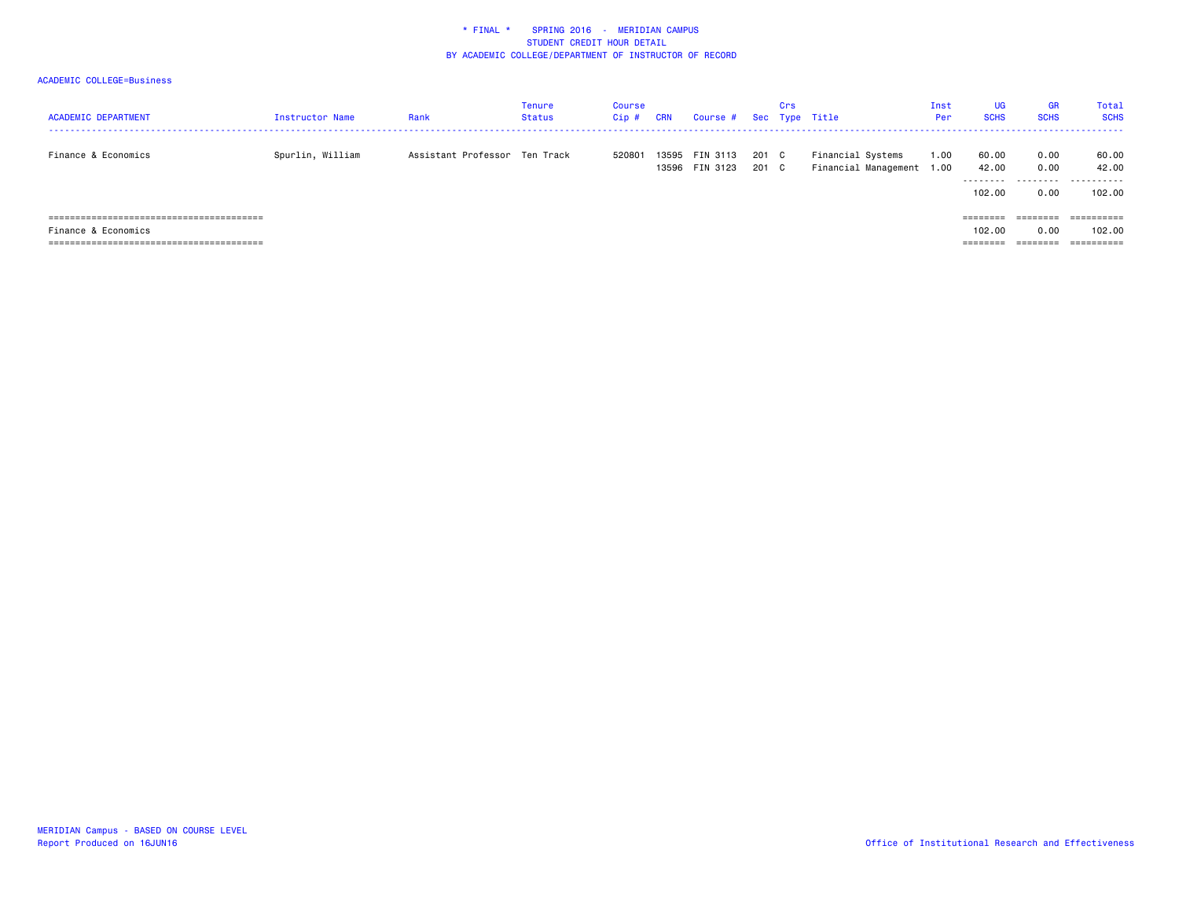\* FINAL \* SPRING 2016 - MERIDIAN CAMPUS
STUDENT CREDIT HOUR DETAIL
BY ACADEMIC COLLEGE/DEPARTMENT OF INSTRUCTOR OF RECORD

ACADEMIC COLLEGE=Business

| ACADEMIC DEPARTMENT | Instructor Name | Rank | Tenure Status | Course Cip # | CRN | Course # | Sec | Crs Type | Title | Inst Per | UG SCHS | GR SCHS | Total SCHS |
|---|---|---|---|---|---|---|---|---|---|---|---|---|---|
| Finance & Economics | Spurlin, William | Assistant Professor | Ten Track | 520801 | 13595 | FIN 3113 | 201 | C | Financial Systems | 1.00 | 60.00 | 0.00 | 60.00 |
| | | | | | 13596 | FIN 3123 | 201 | C | Financial Management | 1.00 | 42.00 | 0.00 | 42.00 |
| | | | | | | | | | | | 102.00 | 0.00 | 102.00 |
| Finance & Economics | | | | | | | | | | | 102.00 | 0.00 | 102.00 |

MERIDIAN Campus - BASED ON COURSE LEVEL
Report Produced on 16JUN16

Office of Institutional Research and Effectiveness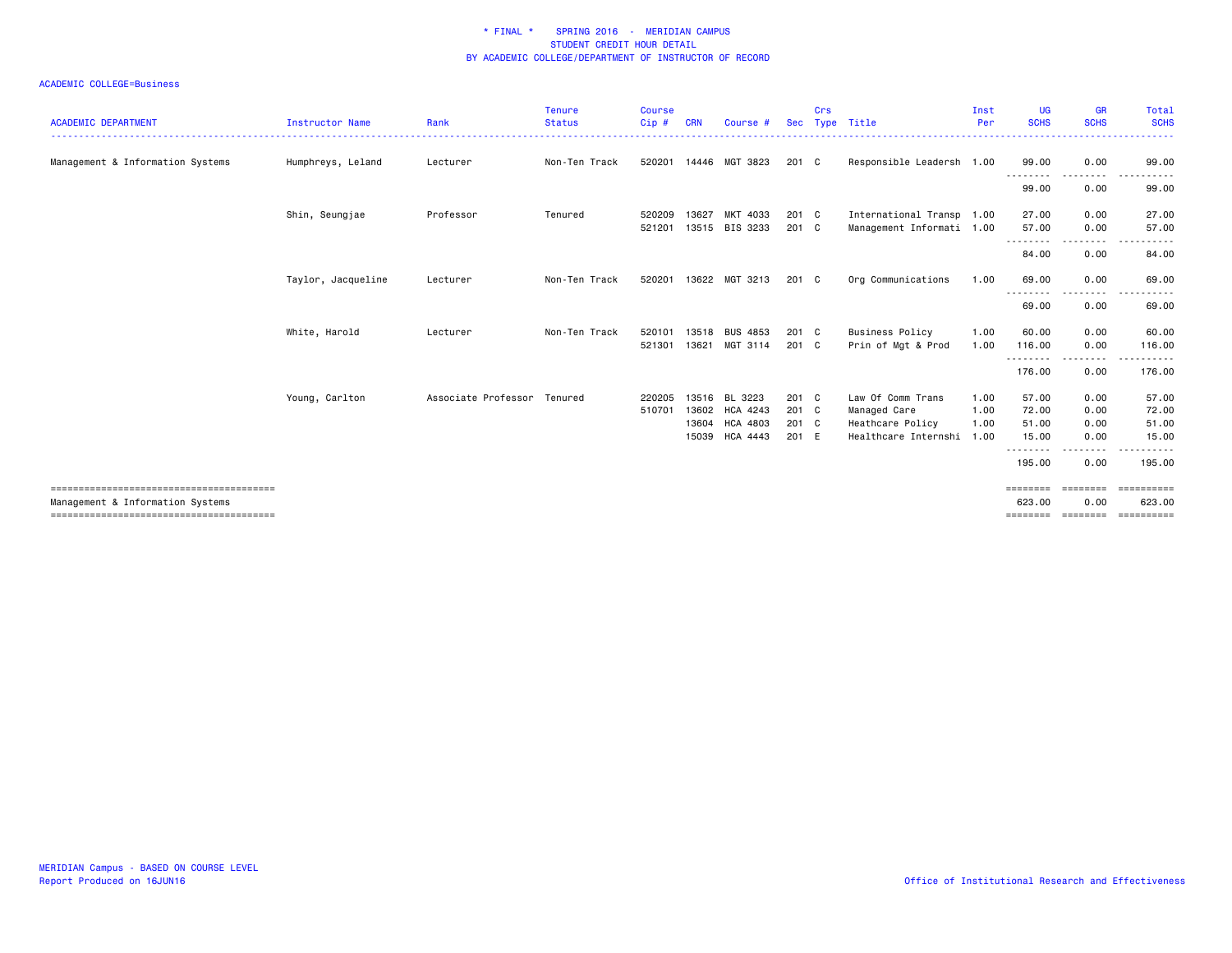\* FINAL \*    SPRING 2016  -  MERIDIAN CAMPUS
STUDENT CREDIT HOUR DETAIL
BY ACADEMIC COLLEGE/DEPARTMENT OF INSTRUCTOR OF RECORD

ACADEMIC COLLEGE=Business

| ACADEMIC DEPARTMENT | Instructor Name | Rank | Tenure Status | Course Cip # | CRN | Course # | Sec | Crs Type | Title | Inst Per | UG SCHS | GR SCHS | Total SCHS |
|---|---|---|---|---|---|---|---|---|---|---|---|---|---|
| Management & Information Systems | Humphreys, Leland | Lecturer | Non-Ten Track | 520201 | 14446 | MGT 3823 | 201 | C | Responsible Leadersh | 1.00 | 99.00 | 0.00 | 99.00 |
| | | | | | | | | | | | 99.00 | 0.00 | 99.00 |
| | Shin, Seungjae | Professor | Tenured | 520209 | 13627 | MKT 4033 | 201 | C | International Transp | 1.00 | 27.00 | 0.00 | 27.00 |
| | | | | 521201 | 13515 | BIS 3233 | 201 | C | Management Informati | 1.00 | 57.00 | 0.00 | 57.00 |
| | | | | | | | | | | | 84.00 | 0.00 | 84.00 |
| | Taylor, Jacqueline | Lecturer | Non-Ten Track | 520201 | 13622 | MGT 3213 | 201 | C | Org Communications | 1.00 | 69.00 | 0.00 | 69.00 |
| | | | | | | | | | | | 69.00 | 0.00 | 69.00 |
| | White, Harold | Lecturer | Non-Ten Track | 520101 | 13518 | BUS 4853 | 201 | C | Business Policy | 1.00 | 60.00 | 0.00 | 60.00 |
| | | | | 521301 | 13621 | MGT 3114 | 201 | C | Prin of Mgt & Prod | 1.00 | 116.00 | 0.00 | 116.00 |
| | | | | | | | | | | | 176.00 | 0.00 | 176.00 |
| | Young, Carlton | Associate Professor | Tenured | 220205 | 13516 | BL 3223 | 201 | C | Law Of Comm Trans | 1.00 | 57.00 | 0.00 | 57.00 |
| | | | | 510701 | 13602 | HCA 4243 | 201 | C | Managed Care | 1.00 | 72.00 | 0.00 | 72.00 |
| | | | | | 13604 | HCA 4803 | 201 | C | Heathcare Policy | 1.00 | 51.00 | 0.00 | 51.00 |
| | | | | | 15039 | HCA 4443 | 201 | E | Healthcare Internshi | 1.00 | 15.00 | 0.00 | 15.00 |
| | | | | | | | | | | | 195.00 | 0.00 | 195.00 |
| Management & Information Systems | | | | | | | | | | | 623.00 | 0.00 | 623.00 |

MERIDIAN Campus - BASED ON COURSE LEVEL
Report Produced on 16JUN16

Office of Institutional Research and Effectiveness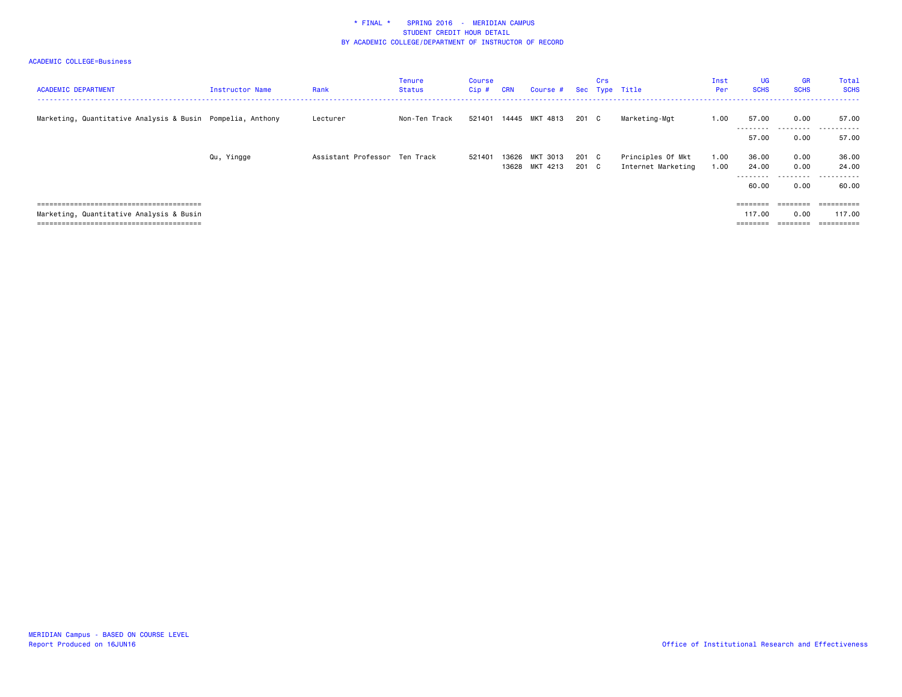* FINAL * SPRING 2016 - MERIDIAN CAMPUS
STUDENT CREDIT HOUR DETAIL
BY ACADEMIC COLLEGE/DEPARTMENT OF INSTRUCTOR OF RECORD

ACADEMIC COLLEGE=Business

| ACADEMIC DEPARTMENT | Instructor Name | Rank | Tenure Status | Course Cip # | CRN | Course # | Sec | Crs Type | Title | Inst Per | UG SCHS | GR SCHS | Total SCHS |
|---|---|---|---|---|---|---|---|---|---|---|---|---|---|
| Marketing, Quantitative Analysis & Busin | Pompelia, Anthony | Lecturer | Non-Ten Track | 521401 | 14445 | MKT 4813 | 201 | C | Marketing-Mgt | 1.00 | 57.00 | 0.00 | 57.00 |
| | | | | | | | | | | | 57.00 | 0.00 | 57.00 |
| | Qu, Yingge | Assistant Professor | Ten Track | 521401 | 13626 | MKT 3013 | 201 | C | Principles Of Mkt | 1.00 | 36.00 | 0.00 | 36.00 |
| | | | | | 13628 | MKT 4213 | 201 | C | Internet Marketing | 1.00 | 24.00 | 0.00 | 24.00 |
| | | | | | | | | | | | 60.00 | 0.00 | 60.00 |
| Marketing, Quantitative Analysis & Busin | | | | | | | | | | | 117.00 | 0.00 | 117.00 |

MERIDIAN Campus - BASED ON COURSE LEVEL
Report Produced on 16JUN16

Office of Institutional Research and Effectiveness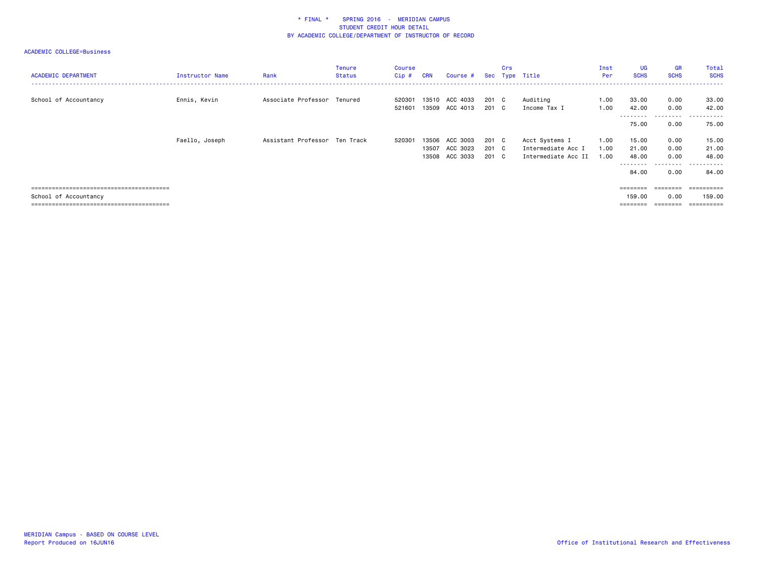\* FINAL \* SPRING 2016 - MERIDIAN CAMPUS
STUDENT CREDIT HOUR DETAIL
BY ACADEMIC COLLEGE/DEPARTMENT OF INSTRUCTOR OF RECORD

ACADEMIC COLLEGE=Business

| ACADEMIC DEPARTMENT | Instructor Name | Rank | Tenure Status | Course Cip # | CRN | Course # | Sec | Crs Type | Title | Inst Per | UG SCHS | GR SCHS | Total SCHS |
|---|---|---|---|---|---|---|---|---|---|---|---|---|---|
| School of Accountancy | Ennis, Kevin | Associate Professor | Tenured | 520301 | 13510 | ACC 4033 | 201 | C | Auditing | 1.00 | 33.00 | 0.00 | 33.00 |
| | | | | 521601 | 13509 | ACC 4013 | 201 | C | Income Tax I | 1.00 | 42.00 | 0.00 | 42.00 |
| | | | | | | | | | | | 75.00 | 0.00 | 75.00 |
| | Faello, Joseph | Assistant Professor | Ten Track | 520301 | 13506 | ACC 3003 | 201 | C | Acct Systems I | 1.00 | 15.00 | 0.00 | 15.00 |
| | | | | | 13507 | ACC 3023 | 201 | C | Intermediate Acc I | 1.00 | 21.00 | 0.00 | 21.00 |
| | | | | | 13508 | ACC 3033 | 201 | C | Intermediate Acc II | 1.00 | 48.00 | 0.00 | 48.00 |
| | | | | | | | | | | | 84.00 | 0.00 | 84.00 |
| School of Accountancy | | | | | | | | | | | 159.00 | 0.00 | 159.00 |

MERIDIAN Campus - BASED ON COURSE LEVEL
Report Produced on 16JUN16

Office of Institutional Research and Effectiveness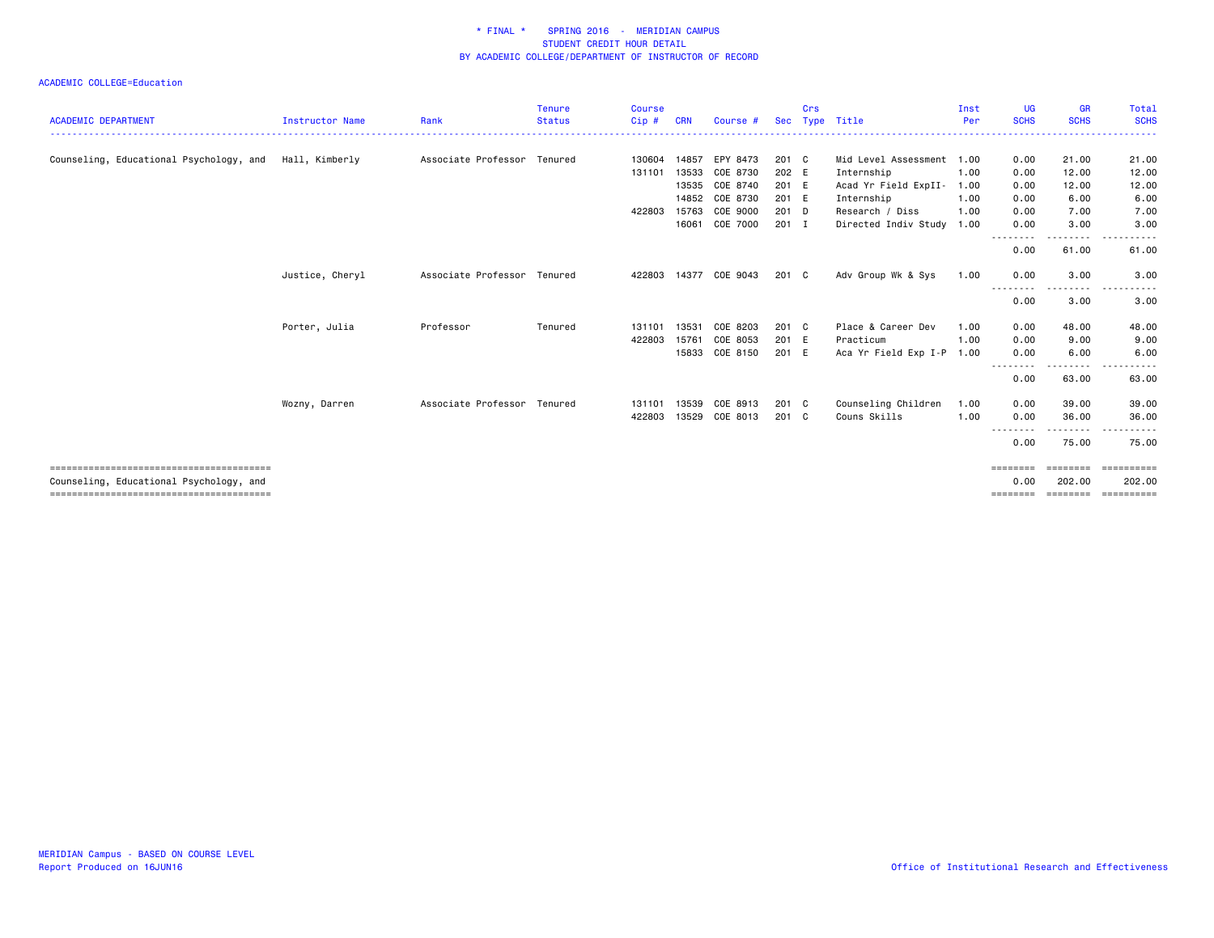# * FINAL * SPRING 2016 - MERIDIAN CAMPUS
## STUDENT CREDIT HOUR DETAIL
## BY ACADEMIC COLLEGE/DEPARTMENT OF INSTRUCTOR OF RECORD

ACADEMIC COLLEGE=Education

| ACADEMIC DEPARTMENT | Instructor Name | Rank | Tenure Status | Course Cip # | CRN | Course # | Sec | Crs Type | Title | Inst Per | UG SCHS | GR SCHS | Total SCHS |
|---|---|---|---|---|---|---|---|---|---|---|---|---|---|
| Counseling, Educational Psychology, and | Hall, Kimberly | Associate Professor | Tenured | 130604 | 14857 | EPY 8473 | 201 | C | Mid Level Assessment | 1.00 | 0.00 | 21.00 | 21.00 |
| | | | | 131101 | 13533 | COE 8730 | 202 | E | Internship | 1.00 | 0.00 | 12.00 | 12.00 |
| | | | | | 13535 | COE 8740 | 201 | E | Acad Yr Field ExpII- | 1.00 | 0.00 | 12.00 | 12.00 |
| | | | | | 14852 | COE 8730 | 201 | E | Internship | 1.00 | 0.00 | 6.00 | 6.00 |
| | | | | 422803 | 15763 | COE 9000 | 201 | D | Research / Diss | 1.00 | 0.00 | 7.00 | 7.00 |
| | | | | | 16061 | COE 7000 | 201 | I | Directed Indiv Study | 1.00 | 0.00 | 3.00 | 3.00 |
| | | | | | | | | | | | 0.00 | 61.00 | 61.00 |
| | Justice, Cheryl | Associate Professor | Tenured | 422803 | 14377 | COE 9043 | 201 | C | Adv Group Wk & Sys | 1.00 | 0.00 | 3.00 | 3.00 |
| | | | | | | | | | | | 0.00 | 3.00 | 3.00 |
| | Porter, Julia | Professor | Tenured | 131101 | 13531 | COE 8203 | 201 | C | Place & Career Dev | 1.00 | 0.00 | 48.00 | 48.00 |
| | | | | 422803 | 15761 | COE 8053 | 201 | E | Practicum | 1.00 | 0.00 | 9.00 | 9.00 |
| | | | | | 15833 | COE 8150 | 201 | E | Aca Yr Field Exp I-P | 1.00 | 0.00 | 6.00 | 6.00 |
| | | | | | | | | | | | 0.00 | 63.00 | 63.00 |
| | Wozny, Darren | Associate Professor | Tenured | 131101 | 13539 | COE 8913 | 201 | C | Counseling Children | 1.00 | 0.00 | 39.00 | 39.00 |
| | | | | 422803 | 13529 | COE 8013 | 201 | C | Couns Skills | 1.00 | 0.00 | 36.00 | 36.00 |
| | | | | | | | | | | | 0.00 | 75.00 | 75.00 |
| Counseling, Educational Psychology, and | | | | | | | | | | | 0.00 | 202.00 | 202.00 |

MERIDIAN Campus - BASED ON COURSE LEVEL
Report Produced on 16JUN16

Office of Institutional Research and Effectiveness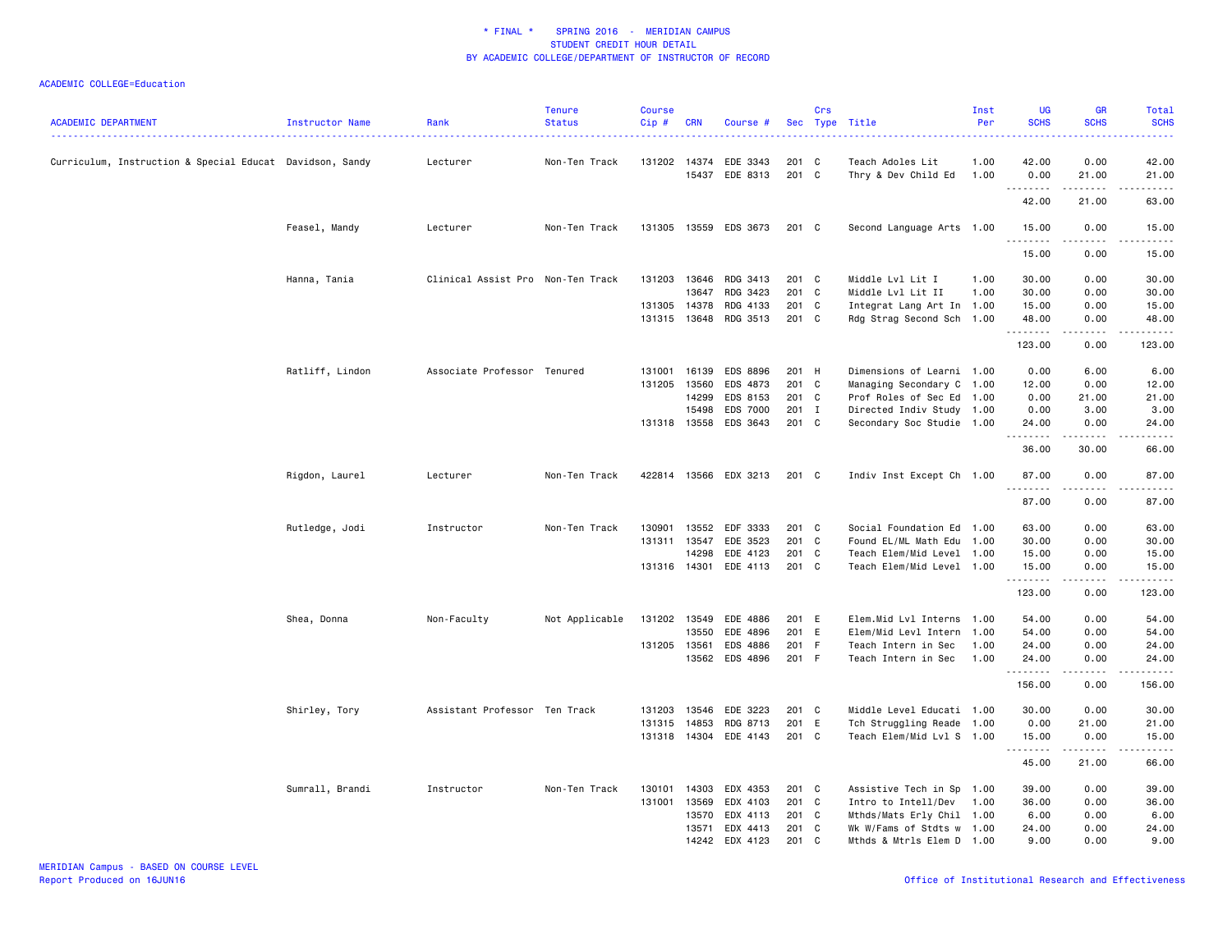# * FINAL * SPRING 2016 - MERIDIAN CAMPUS
## STUDENT CREDIT HOUR DETAIL
## BY ACADEMIC COLLEGE/DEPARTMENT OF INSTRUCTOR OF RECORD

ACADEMIC COLLEGE=Education

| ACADEMIC DEPARTMENT | Instructor Name | Rank | Tenure Status | Course Cip # | CRN | Course # | Sec | Crs Type | Title | Inst Per | UG SCHS | GR SCHS | Total SCHS |
|---|---|---|---|---|---|---|---|---|---|---|---|---|---|
| Curriculum, Instruction & Special Educat | Davidson, Sandy | Lecturer | Non-Ten Track | 131202 | 14374 | EDE 3343 | 201 | C | Teach Adoles Lit | 1.00 | 42.00 | 0.00 | 42.00 |
| | | | | | 15437 | EDE 8313 | 201 | C | Thry & Dev Child Ed | 1.00 | 0.00 | 21.00 | 21.00 |
| | | | | | | | | | | | 42.00 | 21.00 | 63.00 |
| | Feasel, Mandy | Lecturer | Non-Ten Track | 131305 | 13559 | EDS 3673 | 201 | C | Second Language Arts | 1.00 | 15.00 | 0.00 | 15.00 |
| | | | | | | | | | | | 15.00 | 0.00 | 15.00 |
| | Hanna, Tania | Clinical Assist Pro | Non-Ten Track | 131203 | 13646 | RDG 3413 | 201 | C | Middle Lvl Lit I | 1.00 | 30.00 | 0.00 | 30.00 |
| | | | | | 13647 | RDG 3423 | 201 | C | Middle Lvl Lit II | 1.00 | 30.00 | 0.00 | 30.00 |
| | | | | 131305 | 14378 | RDG 4133 | 201 | C | Integrat Lang Art In | 1.00 | 15.00 | 0.00 | 15.00 |
| | | | | 131315 | 13648 | RDG 3513 | 201 | C | Rdg Strag Second Sch | 1.00 | 48.00 | 0.00 | 48.00 |
| | | | | | | | | | | | 123.00 | 0.00 | 123.00 |
| | Ratliff, Lindon | Associate Professor | Tenured | 131001 | 16139 | EDS 8896 | 201 | H | Dimensions of Learni | 1.00 | 0.00 | 6.00 | 6.00 |
| | | | | 131205 | 13560 | EDS 4873 | 201 | C | Managing Secondary C | 1.00 | 12.00 | 0.00 | 12.00 |
| | | | | | 14299 | EDS 8153 | 201 | C | Prof Roles of Sec Ed | 1.00 | 0.00 | 21.00 | 21.00 |
| | | | | | 15498 | EDS 7000 | 201 | I | Directed Indiv Study | 1.00 | 0.00 | 3.00 | 3.00 |
| | | | | 131318 | 13558 | EDS 3643 | 201 | C | Secondary Soc Studie | 1.00 | 24.00 | 0.00 | 24.00 |
| | | | | | | | | | | | 36.00 | 30.00 | 66.00 |
| | Rigdon, Laurel | Lecturer | Non-Ten Track | 422814 | 13566 | EDX 3213 | 201 | C | Indiv Inst Except Ch | 1.00 | 87.00 | 0.00 | 87.00 |
| | | | | | | | | | | | 87.00 | 0.00 | 87.00 |
| | Rutledge, Jodi | Instructor | Non-Ten Track | 130901 | 13552 | EDF 3333 | 201 | C | Social Foundation Ed | 1.00 | 63.00 | 0.00 | 63.00 |
| | | | | 131311 | 13547 | EDE 3523 | 201 | C | Found EL/ML Math Edu | 1.00 | 30.00 | 0.00 | 30.00 |
| | | | | | 14298 | EDE 4123 | 201 | C | Teach Elem/Mid Level | 1.00 | 15.00 | 0.00 | 15.00 |
| | | | | 131316 | 14301 | EDE 4113 | 201 | C | Teach Elem/Mid Level | 1.00 | 15.00 | 0.00 | 15.00 |
| | | | | | | | | | | | 123.00 | 0.00 | 123.00 |
| | Shea, Donna | Non-Faculty | Not Applicable | 131202 | 13549 | EDE 4886 | 201 | E | Elem.Mid Lvl Interns | 1.00 | 54.00 | 0.00 | 54.00 |
| | | | | | 13550 | EDE 4896 | 201 | E | Elem/Mid Levl Intern | 1.00 | 54.00 | 0.00 | 54.00 |
| | | | | 131205 | 13561 | EDS 4886 | 201 | F | Teach Intern in Sec | 1.00 | 24.00 | 0.00 | 24.00 |
| | | | | | 13562 | EDS 4896 | 201 | F | Teach Intern in Sec | 1.00 | 24.00 | 0.00 | 24.00 |
| | | | | | | | | | | | 156.00 | 0.00 | 156.00 |
| | Shirley, Tory | Assistant Professor | Ten Track | 131203 | 13546 | EDE 3223 | 201 | C | Middle Level Educati | 1.00 | 30.00 | 0.00 | 30.00 |
| | | | | 131315 | 14853 | RDG 8713 | 201 | E | Tch Struggling Reade | 1.00 | 0.00 | 21.00 | 21.00 |
| | | | | 131318 | 14304 | EDE 4143 | 201 | C | Teach Elem/Mid Lvl S | 1.00 | 15.00 | 0.00 | 15.00 |
| | | | | | | | | | | | 45.00 | 21.00 | 66.00 |
| | Sumrall, Brandi | Instructor | Non-Ten Track | 130101 | 14303 | EDX 4353 | 201 | C | Assistive Tech in Sp | 1.00 | 39.00 | 0.00 | 39.00 |
| | | | | 131001 | 13569 | EDX 4103 | 201 | C | Intro to Intell/Dev | 1.00 | 36.00 | 0.00 | 36.00 |
| | | | | | 13570 | EDX 4113 | 201 | C | Mthds/Mats Erly Chil | 1.00 | 6.00 | 0.00 | 6.00 |
| | | | | | 13571 | EDX 4413 | 201 | C | Wk W/Fams of Stdts w | 1.00 | 24.00 | 0.00 | 24.00 |
| | | | | | 14242 | EDX 4123 | 201 | C | Mthds & Mtrls Elem D | 1.00 | 9.00 | 0.00 | 9.00 |

MERIDIAN Campus - BASED ON COURSE LEVEL
Report Produced on 16JUN16

Office of Institutional Research and Effectiveness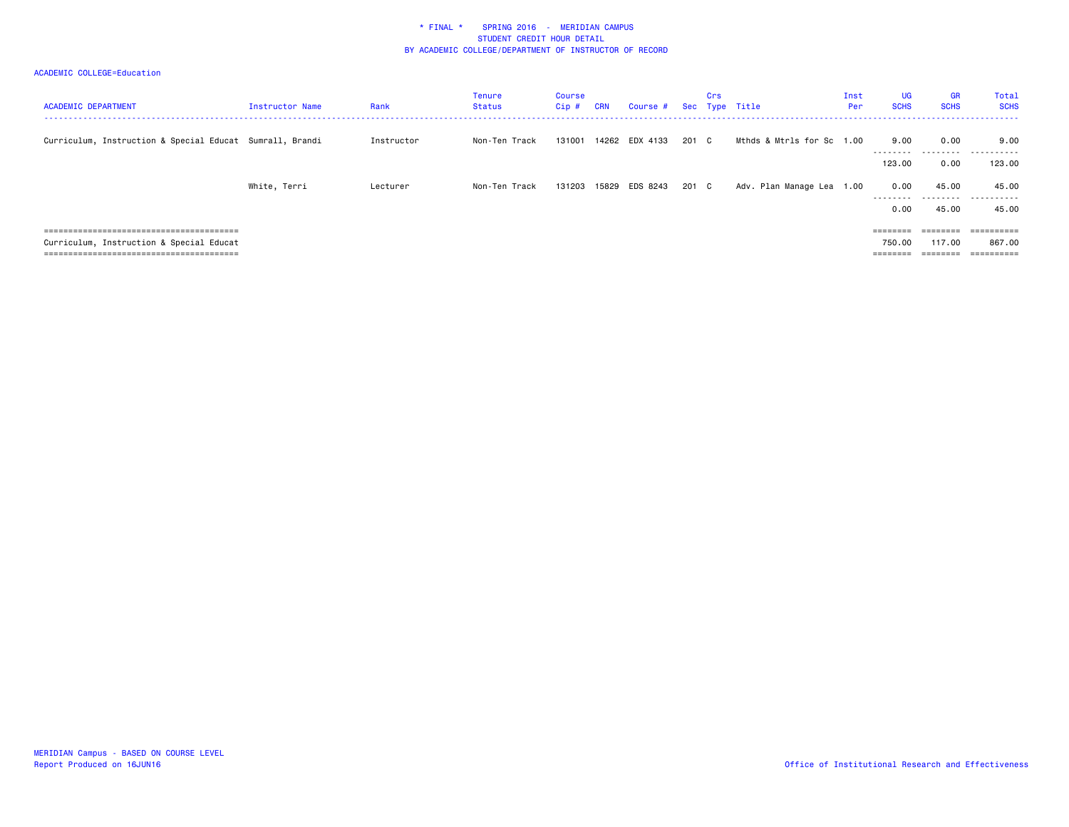\* FINAL \* SPRING 2016 - MERIDIAN CAMPUS
STUDENT CREDIT HOUR DETAIL
BY ACADEMIC COLLEGE/DEPARTMENT OF INSTRUCTOR OF RECORD

ACADEMIC COLLEGE=Education

| ACADEMIC DEPARTMENT | Instructor Name | Rank | Tenure Status | Course Cip # | CRN | Course # | Sec | Crs Type | Title | Inst Per | UG SCHS | GR SCHS | Total SCHS |
|---|---|---|---|---|---|---|---|---|---|---|---|---|---|
| Curriculum, Instruction & Special Educat | Sumrall, Brandi | Instructor | Non-Ten Track | 131001 | 14262 | EDX 4133 | 201 | C | Mthds & Mtrls for Sc | 1.00 | 9.00 | 0.00 | 9.00 |
| | | | | | | | | | | | 123.00 | 0.00 | 123.00 |
| | White, Terri | Lecturer | Non-Ten Track | 131203 | 15829 | EDS 8243 | 201 | C | Adv. Plan Manage Lea | 1.00 | 0.00 | 45.00 | 45.00 |
| | | | | | | | | | | | 0.00 | 45.00 | 45.00 |
| Curriculum, Instruction & Special Educat | | | | | | | | | | | 750.00 | 117.00 | 867.00 |

MERIDIAN Campus - BASED ON COURSE LEVEL
Report Produced on 16JUN16

Office of Institutional Research and Effectiveness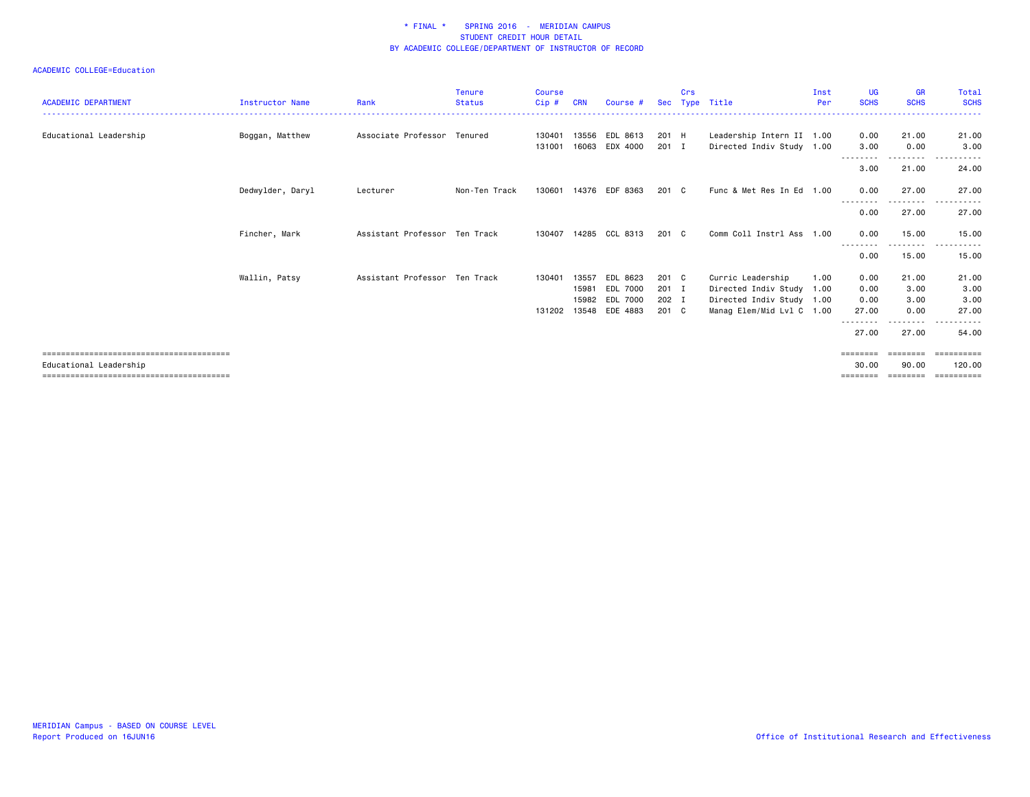\* FINAL \* SPRING 2016 - MERIDIAN CAMPUS
STUDENT CREDIT HOUR DETAIL
BY ACADEMIC COLLEGE/DEPARTMENT OF INSTRUCTOR OF RECORD

ACADEMIC COLLEGE=Education

| ACADEMIC DEPARTMENT | Instructor Name | Rank | Tenure Status | Course Cip # | CRN | Course # | Sec | Crs Type | Title | Inst Per | UG SCHS | GR SCHS | Total SCHS |
|---|---|---|---|---|---|---|---|---|---|---|---|---|---|
| Educational Leadership | Boggan, Matthew | Associate Professor | Tenured | 130401 | 13556 | EDL 8613 | 201 | H | Leadership Intern II | 1.00 | 0.00 | 21.00 | 21.00 |
| | | | | 131001 | 16063 | EDX 4000 | 201 | I | Directed Indiv Study | 1.00 | 3.00 | 0.00 | 3.00 |
| | | | | | | | | | | | 3.00 | 21.00 | 24.00 |
| | Dedwylder, Daryl | Lecturer | Non-Ten Track | 130601 | 14376 | EDF 8363 | 201 | C | Func & Met Res In Ed | 1.00 | 0.00 | 27.00 | 27.00 |
| | | | | | | | | | | | 0.00 | 27.00 | 27.00 |
| | Fincher, Mark | Assistant Professor | Ten Track | 130407 | 14285 | CCL 8313 | 201 | C | Comm Coll Instrl Ass | 1.00 | 0.00 | 15.00 | 15.00 |
| | | | | | | | | | | | 0.00 | 15.00 | 15.00 |
| | Wallin, Patsy | Assistant Professor | Ten Track | 130401 | 13557 | EDL 8623 | 201 | C | Curric Leadership | 1.00 | 0.00 | 21.00 | 21.00 |
| | | | | | 15981 | EDL 7000 | 201 | I | Directed Indiv Study | 1.00 | 0.00 | 3.00 | 3.00 |
| | | | | | 15982 | EDL 7000 | 202 | I | Directed Indiv Study | 1.00 | 0.00 | 3.00 | 3.00 |
| | | | | 131202 | 13548 | EDE 4883 | 201 | C | Manag Elem/Mid Lvl C | 1.00 | 27.00 | 0.00 | 27.00 |
| | | | | | | | | | | | 27.00 | 27.00 | 54.00 |
| Educational Leadership | | | | | | | | | | | 30.00 | 90.00 | 120.00 |

MERIDIAN Campus - BASED ON COURSE LEVEL
Report Produced on 16JUN16

Office of Institutional Research and Effectiveness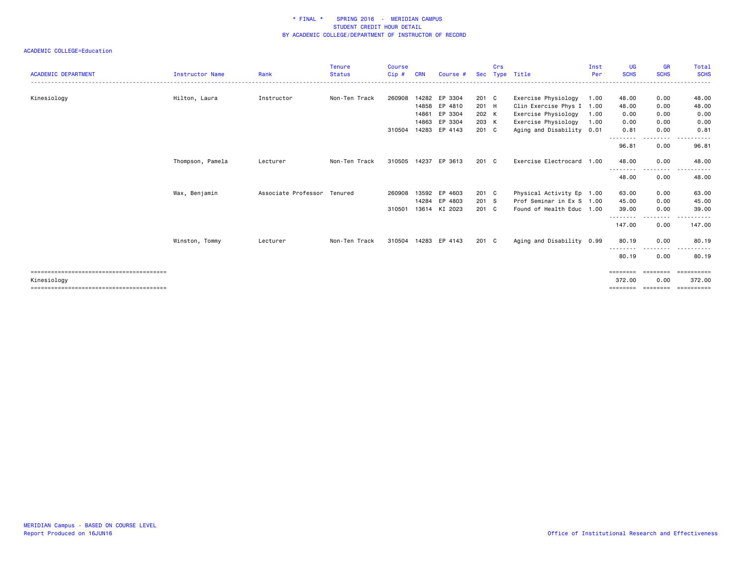# * FINAL * SPRING 2016 - MERIDIAN CAMPUS
## STUDENT CREDIT HOUR DETAIL
## BY ACADEMIC COLLEGE/DEPARTMENT OF INSTRUCTOR OF RECORD

ACADEMIC COLLEGE=Education

| ACADEMIC DEPARTMENT | Instructor Name | Rank | Tenure Status | Course Cip # | CRN | Course # | Sec | Crs Type | Title | Inst Per | UG SCHS | GR SCHS | Total SCHS |
|---|---|---|---|---|---|---|---|---|---|---|---|---|---|
| Kinesiology | Hilton, Laura | Instructor | Non-Ten Track | 260908 | 14282 | EP 3304 | 201 | C | Exercise Physiology | 1.00 | 48.00 | 0.00 | 48.00 |
| | | | | | 14858 | EP 4810 | 201 | H | Clin Exercise Phys I | 1.00 | 48.00 | 0.00 | 48.00 |
| | | | | | 14861 | EP 3304 | 202 | K | Exercise Physiology | 1.00 | 0.00 | 0.00 | 0.00 |
| | | | | | 14863 | EP 3304 | 203 | K | Exercise Physiology | 1.00 | 0.00 | 0.00 | 0.00 |
| | | | | 310504 | 14283 | EP 4143 | 201 | C | Aging and Disability | 0.01 | 0.81 | 0.00 | 0.81 |
| | | | | | | | | | | | 96.81 | 0.00 | 96.81 |
| | Thompson, Pamela | Lecturer | Non-Ten Track | 310505 | 14237 | EP 3613 | 201 | C | Exercise Electrocard | 1.00 | 48.00 | 0.00 | 48.00 |
| | | | | | | | | | | | 48.00 | 0.00 | 48.00 |
| | Wax, Benjamin | Associate Professor | Tenured | 260908 | 13592 | EP 4603 | 201 | C | Physical Activity Ep | 1.00 | 63.00 | 0.00 | 63.00 |
| | | | | | 14284 | EP 4803 | 201 | S | Prof Seminar in Ex S | 1.00 | 45.00 | 0.00 | 45.00 |
| | | | | 310501 | 13614 | KI 2023 | 201 | C | Found of Health Educ | 1.00 | 39.00 | 0.00 | 39.00 |
| | | | | | | | | | | | 147.00 | 0.00 | 147.00 |
| | Winston, Tommy | Lecturer | Non-Ten Track | 310504 | 14283 | EP 4143 | 201 | C | Aging and Disability | 0.99 | 80.19 | 0.00 | 80.19 |
| | | | | | | | | | | | 80.19 | 0.00 | 80.19 |
| Kinesiology | | | | | | | | | | | 372.00 | 0.00 | 372.00 |

MERIDIAN Campus - BASED ON COURSE LEVEL
Report Produced on 16JUN16

Office of Institutional Research and Effectiveness